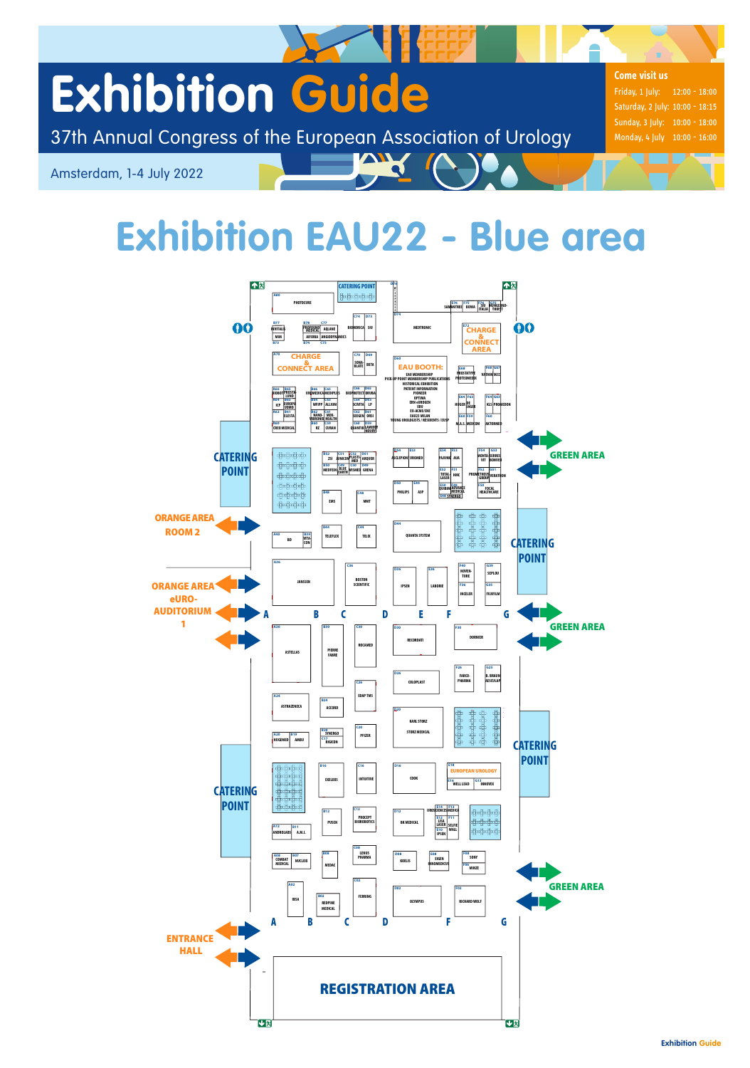# Exhibition Guide

37th Annual Congress of the European Association of Urology

Amsterdam, 1-4 July 2022

**Come visit us**

| | |
|---|---|
| Friday, 1 July: | 12:00 - 18:00 |
| Saturday, 2 July: | 10:00 - 18:15 |
| Sunday, 3 July: | 10:00 - 18:00 |
| Monday, 4 July | 10:00 - 16:00 |

## Exhibition EAU22 - Blue area

CATERING POINT

PHOTOCURE

CHARGE & CONNECT AREA

EAU BOOTH:
EAU MEMBERSHIP
PICK-UP POINT MEMBERSHIP PUBLICATIONS
HISTORICAL EXHIBITION
PATIENT INFORMATION
PIONEER
OPTIMA
ERN eUROGEN
EBU
EU-ACME/CME
EAU23 MILAN
YOUNG UROLOGISTS / RESIDENTS / EUSP

MEDTRONIC

BIOMORICA, SIU, AQUAKE, AIFORIA, ANGIODYNAMICS, SONABLATE, BETA

GREEN AREA

ORANGE AREA ROOM 2

ORANGE AREA eURO-AUDITORIUM 1

ENTRANCE HALL

A B C D E F G

JANSSEN, BOSTON SCIENTIFIC, IPSEN, LABORIE, QUANTA SYSTEM, PHILIPS, ASP, EMS, MNT, TELEFLEX, TELUX, BD, NOVEN-TURE, SEPLOU, INCELER, FUJIFILM

ASTELLAS, PIERRE FABRE, ROCAMED, RECORDATI, DORNIER, COLOPLAST, FARCO-PHARMA, B. BRAUN AESCULAP, ASTRAZENECA, ACCORD, EDAP TMS, KARL STORZ, STORZ MEDICAL, PFIZER, SYNERGO, BIOGEN, HUGEMED, AMBU

EXELTIS, INTUITIVE, COOK, EUROPEAN UROLOGY, WELL LEAD, INNOVEX, PUSEN, PROCEPT BIOROBOTICS, BK MEDICAL, ANDROLABS, A.M.I., COMBAT MEDICAL, NUCLEIX, MEDAC, LENUS PHARMA, KOELIS, EIGEN BIONOMEDICS, SONY, MINZE, IBSA, REDPINE MEDICAL, FERRING, OLYMPUS, RICHARD WOLF

REGISTRATION AREA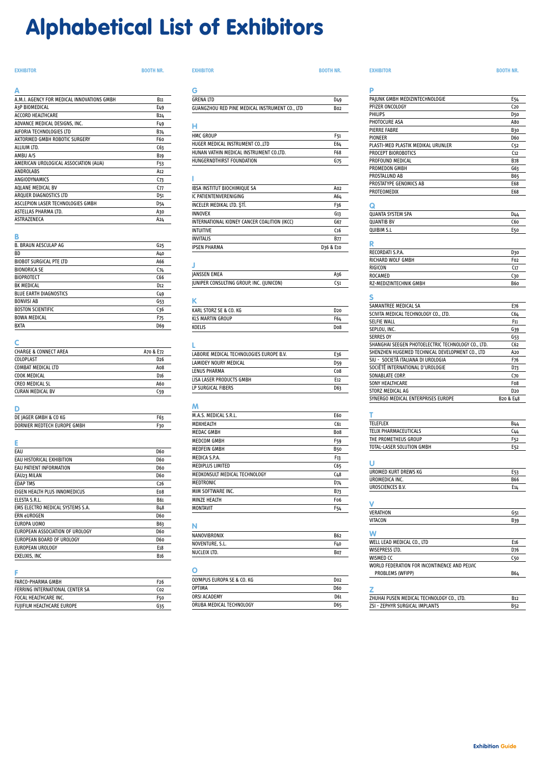# Alphabetical List of Exhibitors

| EXHIBITOR | BOOTH NR. |
|---|---|
| **A** | |
| A.M.I. AGENCY FOR MEDICAL INNOVATIONS GMBH | B11 |
| A3P BIOMEDICAL | E49 |
| ACCORD HEALTHCARE | B24 |
| ADVANCE MEDICAL DESIGNS, INC. | F49 |
| AIFORIA TECHNOLOGIES LTD | B74 |
| AKTORMED GMBH ROBOTIC SURGERY | F60 |
| ALLIUM LTD. | C63 |
| AMBU A/S | B19 |
| AMERICAN UROLOGICAL ASSOCIATION (AUA) | F53 |
| ANDROLABS | A12 |
| ANGIODYNAMICS | C73 |
| AQLANE MEDICAL BV | C77 |
| ARQUER DIAGNOSTICS LTD | D51 |
| ASCLEPION LASER TECHNOLOGIES GMBH | D54 |
| ASTELLAS PHARMA LTD. | A30 |
| ASTRAZENECA | A24 |
| **B** | |
| B. BRAUN AESCULAP AG | G25 |
| BD | A40 |
| BIOBOT SURGICAL PTE LTD | A66 |
| BIONORICA SE | C74 |
| BIOPROTECT | C66 |
| BK MEDICAL | D12 |
| BLUE EARTH DIAGNOSTICS | C49 |
| BONVISI AB | G53 |
| BOSTON SCIENTIFIC | C36 |
| BOWA MEDICAL | F75 |
| BXTA | D69 |
| **C** | |
| CHARGE & CONNECT AREA | A70 & E72 |
| COLOPLAST | D26 |
| COMBAT MEDICAL LTD | A08 |
| COOK MEDICAL | D16 |
| CREO MEDICAL SL | A60 |
| CURAN MEDICAL BV | C59 |
| **D** | |
| DE JAGER GMBH & CO KG | F63 |
| DORNIER MEDTECH EUROPE GMBH | F30 |
| **E** | |
| EAU | D60 |
| EAU HISTORICAL EXHIBITION | D60 |
| EAU PATIENT INFORMATION | D60 |
| EAU23 MILAN | D60 |
| EDAP TMS | C26 |
| EIGEN HEALTH PLUS INNOMEDICUS | E08 |
| ELESTA S.R.L. | B61 |
| EMS ELECTRO MEDICAL SYSTEMS S.A. | B48 |
| ERN eUROGEN | D60 |
| EUROPA UOMO | B63 |
| EUROPEAN ASSOCIATION OF UROLOGY | D60 |
| EUROPEAN BOARD OF UROLOGY | D60 |
| EUROPEAN UROLOGY | E18 |
| EXELIXIS, INC | B16 |
| **F** | |
| FARCO-PHARMA GMBH | F26 |
| FERRING INTERNATIONAL CENTER SA | C02 |
| FOCAL HEALTHCARE INC. | F50 |
| FUJIFILM HEALTHCARE EUROPE | G35 |
| **G** | |
| GRENA LTD | D49 |
| GUANGZHOU RED PINE MEDICAL INSTRUMENT CO., LTD | B02 |
| **H** | |
| HMC GROUP | F51 |
| HUGER MEDICAL INSTRUMENT CO.,LTD | E64 |
| HUNAN VATHIN MEDICAL INSTRUMENT CO.LTD. | F68 |
| HUNGERNDTHIRST FOUNDATION | G75 |
| **I** | |
| IBSA INSTITUT BIOCHIMIQUE SA | A02 |
| IC PATIENTENVERENIGING | A64 |
| INCELER MEDIKAL LTD. ŞTİ. | F36 |
| INNOVEX | G13 |
| INTERNATIONAL KIDNEY CANCER COALITION (IKCC) | G67 |
| INTUITIVE | C16 |
| INVITALIS | B77 |
| IPSEN PHARMA | D36 & E10 |
| **J** | |
| JANSSEN EMEA | A36 |
| JUNIPER CONSULTING GROUP, INC. (JUNICON) | C51 |
| **K** | |
| KARL STORZ SE & CO. KG | D20 |
| KLS MARTIN GROUP | F64 |
| KOELIS | D08 |
| **L** | |
| LABORIE MEDICAL TECHNOLOGIES EUROPE B.V. | E36 |
| LAMIDEY NOURY MEDICAL | D59 |
| LENUS PHARMA | C08 |
| LISA LASER PRODUCTS GMBH | E12 |
| LP SURGICAL FIBERS | D63 |
| **M** | |
| M.A.S. MEDICAL S.R.L. | E60 |
| MDXHEALTH | C61 |
| MEDAC GMBH | B08 |
| MEDCOM GMBH | F59 |
| MEDFEIN GMBH | B50 |
| MEDICA S.P.A. | F13 |
| MEDIPLUS LIMITED | C65 |
| MEDKONSULT MEDICAL TECHNOLOGY | C48 |
| MEDTRONIC | D74 |
| MIM SOFTWARE INC. | B73 |
| MINZE HEALTH | F06 |
| MONTAVIT | F54 |
| **N** | |
| NANOVIBRONIX | B62 |
| NOVENTURE, S.L. | F40 |
| NUCLEIX LTD. | B07 |
| **O** | |
| OLYMPUS EUROPA SE & CO. KG | D02 |
| OPTIMA | D60 |
| ORSI ACADEMY | D61 |
| ORUBA MEDICAL TECHNOLOGY | D65 |
| **P** | |
| PAJUNK GMBH MEDIZINTECHNOLOGIE | E54 |
| PFIZER ONCOLOGY | C20 |
| PHILIPS | D50 |
| PHOTOCURE ASA | A80 |
| PIERRE FABRE | B30 |
| PIONEER | D60 |
| PLASTI-MED PLASTIK MEDIKAL URUNLER | C52 |
| PROCEPT BIOROBOTICS | C12 |
| PROFOUND MEDICAL | B78 |
| PROMEDON GMBH | G63 |
| PROSTALUND AB | B65 |
| PROSTATYPE GENOMICS AB | E68 |
| PROTEOMEDIX | E68 |
| **Q** | |
| QUANTA SYSTEM SPA | D44 |
| QUANTIB BV | C60 |
| QUIBIM S.L | E50 |
| **R** | |
| RECORDATI S.P.A. | D30 |
| RICHARD WOLF GMBH | F02 |
| RIGICON | C17 |
| ROCAMED | C30 |
| RZ-MEDIZINTECHNIK GMBH | B60 |
| **S** | |
| SAMANTREE MEDICAL SA | E76 |
| SCIVITA MEDICAL TECHNOLOGY CO., LTD. | C64 |
| SELFIE WALL | F11 |
| SEPLOU, INC. | G39 |
| SERRES OY | G53 |
| SHANGHAI SEEGEN PHOTOELECTRIC TECHNOLOGY CO., LTD. | C62 |
| SHENZHEN HUGEMED TECHNICAL DEVELOPMENT CO., LTD | A20 |
| SIU - SOCIETÀ ITALIANA DI UROLOGIA | F76 |
| SOCIÉTÉ INTERNATIONAL D'UROLOGIE | D73 |
| SONABLATE CORP. | C70 |
| SONY HEALTHCARE | F08 |
| STORZ MEDICAL AG | D20 |
| SYNERGO MEDICAL ENTERPRISES EUROPE | B20 & E48 |
| **T** | |
| TELEFLEX | B44 |
| TELIX PHARMACEUTICALS | C44 |
| THE PROMETHEUS GROUP | F52 |
| TOTAL-LASER SOLUTION GMBH | E52 |
| **U** | |
| UROMED KURT DREWS KG | E53 |
| UROMEDICA INC. | B66 |
| UROSCIENCES B.V. | E14 |
| **V** | |
| VERATHON | G51 |
| VITACON | B39 |
| **W** | |
| WELL LEAD MEDICAL CO., LTD | E16 |
| WISEPRESS LTD. | D76 |
| WISMED CC | C50 |
| WORLD FEDERATION FOR INCONTINENCE AND PELVIC PROBLEMS (WFIPP) | B64 |
| **Z** | |
| ZHUHAI PUSEN MEDICAL TECHNOLOGY CO., LTD. | B12 |
| ZSI - ZEPHYR SURGICAL IMPLANTS | B52 |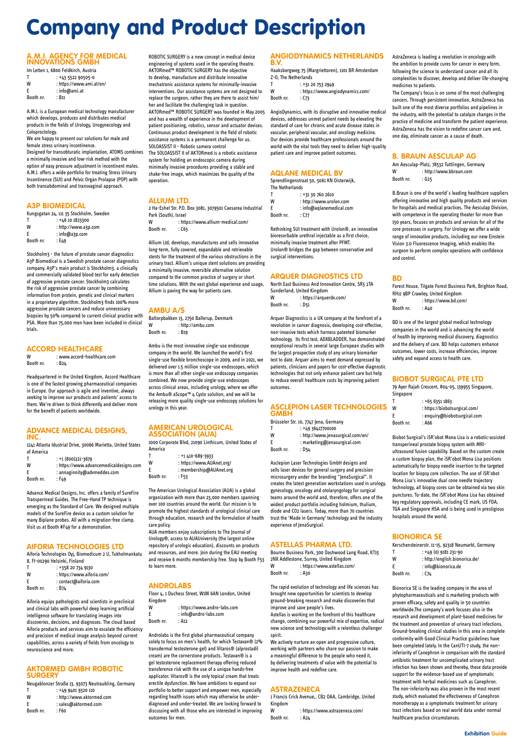# Company and Product Description

## A.M.I. AGENCY FOR MEDICAL INNOVATIONS GMBH

Im Letten 1, 6800 Feldkirch, Austria
T : +43 5522 90505-0
W : https://www.ami.at/en/
E : info@ami.at
Booth nr. : B11

A.M.I. is a European medical technology manufacturer which develops, produces and distributes medical products in the fields of Urology, Urogynecology and Coloproctology.
We are happy to present our solutions for male and female stress urinary incontinence.
Designed for transobturatic implantation, ATOMS combines a minimally invasive and low-risk method with the option of easy pressure adjustment in incontinent males. A.M.I. offers a wide portfolio for treating Stress Urinary Incontinence (SUI) and Pelvic Organ Prolapse (POP) with both transabdominal and transvaginal approach.

## A3P BIOMEDICAL

Kungsgatan 24, 111 35 Stockholm, Sweden
T : +46 10 1823300
W : http://www.a3p.com
E : info@a3p.com
Booth nr. : E49

Stockholm3 - the future of prostate cancer diagnostics A3P Biomedical is a Swedish prostate cancer diagnostics company. A3P's main product is Stockholm3, a clinically and commercially validated blood test for early detection of aggressive prostate cancer. Stockholm3 calculates the risk of aggressive prostate cancer by combining information from protein, genetic and clinical markers in a proprietary algorithm. Stockholm3 finds 100% more aggressive prostate cancers and reduce unnecessary biopsies by 50% compared to current clinical practice with PSA. More than 75,000 men have been included in clinical trials.

## ACCORD HEALTHCARE

W : www.accord-healthcare.com
Booth nr. : B24

Headquartered in the United Kingdom, Accord Healthcare is one of the fastest growing pharmaceutical companies in Europe. Our approach is agile and inventive, always seeking to improve our products and patients' access to them. We're driven to think differently and deliver more for the benefit of patients worldwide.

## ADVANCE MEDICAL DESIGNS, INC.

1241 Atlanta Idustrial Drive, 30066 Marietta, United States of America
T : +1 (800)221-3679
W : https://www.advancemedicaldesigns.com
E : annaginnity@advmeddes.com
Booth nr. : F49

Advance Medical Designs, Inc. offers a family of SureFire Transperineal Guides. The Free-Hand TP technique is emerging as the Standard of Care. We designed multiple models of the SureFire device as a custom solution for many Biplane probes. All with a migration-free clamp. Visit us at Booth #F49 for a demonstration.

## AIFORIA TECHNOLOGIES LTD

Aiforia Technologies Oyj, Biomedicum 2 U, Tukholmankatu 8, FI-00290 Helsinki, Finland
T : +358 20 734 9130
W : https://www.aiforia.com/
E : contact@aiforia.com
Booth nr. : B74

Aiforia equips pathologists and scientists in preclinical and clinical labs with powerful deep learning artificial intelligence software for translating images into discoveries, decisions, and diagnoses. The cloud based Aiforia products and services aim to escalate the efficiency and precision of medical image analysis beyond current capabilities, across a variety of fields from oncology to neuroscience and more.

## AKTORMED GMBH ROBOTIC SURGERY

Neugablonzer Straße 13, 93073 Neutraubling, Germany
T : +49 9401 9320 110
W : http://www.aktormed.com
E : sales@aktormed.com
Booth nr. : F60

ROBOTIC SURGERY is a new concept in medical device engineering of systems used in the operating theatre. AKTORmed™ ROBOTIC SURGERY has the objective to develop, manufacture and distribute innovative mechatronic assistance systems for minimally-invasive interventions. Our assistance systems are not designed to replace the surgeon, rather they are there to assist him/her and facilitate the challenging task in question. AKTORmed™ ROBOTIC SURGERY was founded in May 2005 and has a wealth of experience in the development of patient positioning, robotics, sensor and actuator devices. Continuous product development in the field of robotic assistance systems is a permanent challenge for us.
SOLOASSIST II - Robotic camera control
The SOLOASSIST II of AKTORmed is a robotic assistance system for holding an endoscopic camera during minimally invasive procedures providing a stable and shake-free image, which maximizes the quality of the operation.

## ALLIUM LTD.

2 Ha-Eshel Str. P.O. Box 3081, 3079501 Caesarea Industrial Park (South), Israel
W : https://www.allium-medical.com/
Booth nr. : C63

Allium Ltd, develops, manufactures and sells innovative long-term, fully covered, expandable and retrievable stents for the treatment of the various obstructions in the urinary tract. Allium's unique stent solutions are providing a minimally invasive, reversible alternative solution compared to the common practice of surgery or short time solutions. With the vast global experience and usage, Allium is paving the way for patients care.

## AMBU A/S

Baltorpbakken 13, 2750 Ballerup, Denmark
W : http://ambu.com
Booth nr. : B19

Ambu is the most innovative single-use endoscope company in the world. We launched the world's first single-use flexible bronchoscope in 2009, and in 2021, we delivered over 1.5 million single-use endoscopes, which is more than all other single-use endoscopy companies combined. We now provide single-use endoscopes across clinical areas, including urology, where we offer the Ambu® aScope™ 4 Cysto solution, and we will be releasing more quality single-use endoscopy solutions for urology in this year.

## AMERICAN UROLOGICAL ASSOCIATION (AUA)

1000 Corporate Blvd, 21090 Linthicum, United States of America
T : +1 410-689-3933
W : https://www.AUAnet.org/
E : membership@AUAnet.org
Booth nr. : F53

The American Urological Association (AUA) is a global organization with more than 23,000 members spanning over 100 countries around the world. Our mission is to promote the highest standards of urological clinical care through education, research and the formulation of health care policy.
AUA members enjoy subscriptions to The Journal of Urology®, access to AUAUniversity (the largest online repository of urologic education), discounts on products and resources, and more. Join during the EAU meeting and receive 6 months membership free. Stop by Booth F53 to learn more.

## ANDROLABS

Floor 4, 1 Duchess Street, W1W 6AN London, United Kingdom
W : https://www.andro-labs.com
E : info@andro-labs.com
Booth nr. : A12

Androlabs is the first global pharmaceutical company solely to focus on men's health, for which Testavan® (2% transdermal testosterone gel) and Vitaros® (alprostadil cream) are the cornerstone products. Testavan® is a gel testosterone replacement therapy offering reduced transference risk with the use of a unique hands-free applicator. Vitaros® is the only topical cream that treats erectile dysfunction. We have ambitions to expand our portfolio to better support and empower men, especially regarding health issues which may otherwise be under-diagnosed and under-treated. We are looking forward to discussing with all those who are interested in improving outcomes for men.

## ANGIODYNAMICS NETHERLANDS B.V.

Haaksbergweg 75 (Margriettoren), 1101 BR Amsterdam Z-O, The Netherlands
T : +31 20 753 2949
W : https://www.angiodynamics.com/
Booth nr. : C73

AngioDynamics, with its disruptive and innovative medical devices, addresses unmet patient needs by elevating the standard of care for chronic and acute disease states in vascular, peripheral vascular, and oncology medicine. Our devices provide healthcare professionals around the world with the vital tools they need to deliver high-quality patient care and improve patient outcomes.

## AQLANE MEDICAL BV

Sprendlingenstraat 50, 5061 KN Oisterwijk, The Netherlands
T : +31 30 760 2610
W : http://www.urolon.com
E : info@aqlanemedical.com
Booth nr. : C77

Rethinking SUI treatment with Urolon®, an innovative bioresorbable urethral injectable as a first choice, minimally invasive treatment after PFMT.
Urolon® bridges the gap between conservative and surgical interventions.

## ARQUER DIAGNOSTICS LTD

North East Business And Innovation Centre, SR5 2TA Sunderland, United Kingdom
W : https://arquerdx.com/
Booth nr. : D51

Arquer Diagnostics is a UK company at the forefront of a revolution in cancer diagnosis, developing cost-effective, non-invasive tests which harness patented biomarker technology. Its first test, ADXBLADDER, has demonstrated exceptional results in several large European studies with the largest prospective study of any urinary biomarker test to date. Arquer aims to meet demand expressed by patients, clinicians and payers for cost-effective diagnostic technologies that not only enhance patient care but help to reduce overall healthcare costs by improving patient outcomes.

## ASCLEPION LASER TECHNOLOGIES GMBH

Brüsseler Str. 10, 7747 Jena, Germany
T : +49 36417700100
W : http://www.jenasurgical.com/en/
E : marketing@jenasurgical.com
Booth nr. : D54

Asclepion Laser Technologies GmbH designs and sells laser devices for general surgery and precision microsurgery under the branding "JenaSurgical". It creates the latest generation workstations used in urology, gynecology, oncology and otolaryngology for surgical teams around the world and, therefore, offers one of the widest product portfolio including holmium, thulium, diode and CO2 lasers. Today, more than 70 countries trust the 'Made in Germany' technology and the industry experience of JenaSurgical.

## ASTELLAS PHARMA LTD.

Bourne Business Park, 300 Dashwood Lang Road, KT15 2NX Addlestone, Surrey, United Kingdom
W : https://www.astellas.com/
Booth nr. : A30

The rapid evolution of technology and life sciences has brought new opportunities for scientists to develop ground-breaking research and make discoveries that improve and save people's lives.
Astellas is working on the forefront of this healthcare change, combining our powerful mix of expertise, radical new science and technology with a relentless challenger spirit.
We actively nurture an open and progressive culture, working with partners who share our passion to make a meaningful difference to the people who need it, by delivering treatments of value with the potential to improve health and redefine care.

## ASTRAZENECA

1 Francis Crick Avenue,, CB2 0AA, Cambridge, United Kingdom
W : https://www.astrazeneca.com/
Booth nr. : A24

AstraZeneca is leading a revolution in oncology with the ambition to provide cures for cancer in every form, following the science to understand cancer and all its complexities to discover, develop and deliver life-changing medicines to patients.
The Company's focus is on some of the most challenging cancers. Through persistent innovation, AstraZeneca has built one of the most diverse portfolios and pipelines in the industry, with the potential to catalyze changes in the practice of medicine and transform the patient experience. AstraZeneca has the vision to redefine cancer care and, one day, eliminate cancer as a cause of death.

## B. BRAUN AESCULAP AG

Am Aesculap-Platz, 78532 Tuttlingen, Germany
W : http://www.bbraun.com
Booth nr. : G25

B.Braun is one of the world´s leading healthcare suppliers offering innovative and high quality products and services for hospitals and medical practices. The Aesculap Division, with competence in the operating theater for more than 150 years, focuses on products and services for all of the core processes in surgery. For Urology we offer a wide range of innovative products, including our new Einstein Vision 3.0 Fluorescence Imaging, which enables the surgeon to perform complex operations with confidence and control.

## BD

Forest House, Tilgate Forest Business Park, Brighton Road, RH11 9BP Crawley, United Kingdom
W : https://www.bd.com/
Booth nr. : A40

BD is one of the largest global medical technology companies in the world and is advancing the world of health by improving medical discovery, diagnostics and the delivery of care. BD helps customers enhance outcomes, lower costs, increase efficiencies, improve safety and expand access to health care.

## BIOBOT SURGICAL PTE LTD

79 Ayer Rajah Crescent, #04-05, 139955 Singapore, Singapore
T : +65 6351 1863
W : https://biobotsurgical.com/
E : enquiry@biobotsurgical.com
Booth nr. : A66

Biobot Surgical's iSR'obot Mona Lisa is a robotic-assisted transperineal prostate biopsy system with MRI-ultrasound fusion capability. Based on the custom create a custom biopsy plan, the iSR'obot Mona Lisa positions automatically for biopsy needle insertion to the targeted location for biopsy core collection. The use of iSR'obot Mona Lisa's innovative dual cone needle trajectory technology, all biopsy cores can be obtained via two skin punctures. To-date, the iSR'obot Mona Lisa has obtained key regulatory approvals, including CE mark, US FDA, TGA and Singapore HSA and is being used in prestigious hospitals around the world.

## BIONORICA SE

Kerschensteinerstr. 11-15, 92318 Neumarkt, Germany
T : +49 (0) 9181 231-90
W : http://english.bionorica.de/
E : info@bionorica.de
Booth nr. : C74

Bionorica SE is the leading company in the area of phytopharmaceuticals and is marketing products with proven efficacy, safety and quality in 50 countries worldwide.The company's work focuses also in the research and development of plant-based medicines for the treatment and prevention of urinary tract infections. Ground-breaking clinical studies in this area in complete conformity with Good Clinical Practice guidelines have been completed lately. In the CanUTI-7 study, the non-inferiority of Canephron in comparison with the standard antibiotic treatment for uncomplicated urinary tract infection has been shown and thereby, these data provide support for the evidence-based use of symptomatic treatment with herbal medicines such as Canephron. The non-inferiority was also proven in the most recent study, which evaluated the effectiveness of Canephron monotherapy as a symptomatic treatment for urinary tract infections based on real world data under normal healthcare practice circumstances.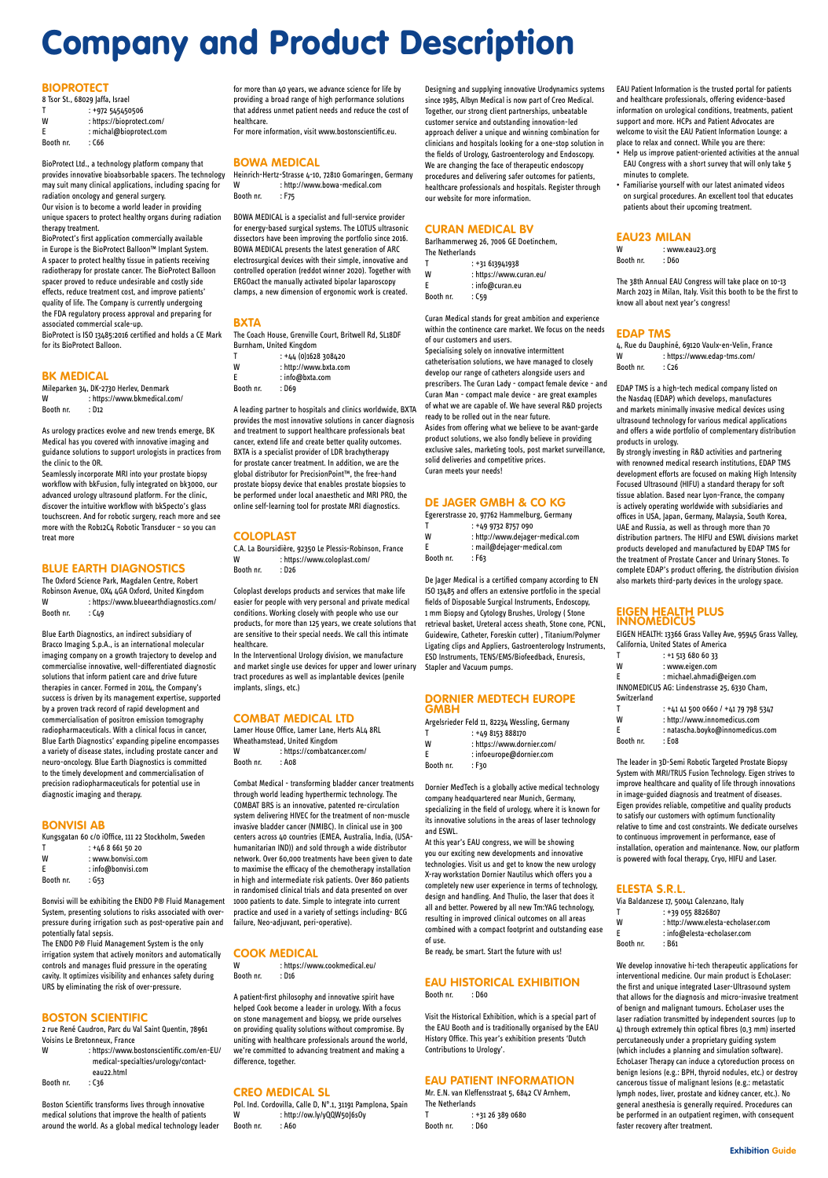# Company and Product Description

## BIOPROTECT

8 Tsor St., 68029 Jaffa, Israel
T : +972 545450506
W : https://bioprotect.com/
E : michal@bioprotect.com
Booth nr. : C66

BioProtect Ltd., a technology platform company that provides innovative bioabsorbable spacers. The technology may suit many clinical applications, including spacing for radiation oncology and general surgery.
Our vision is to become a world leader in providing unique spacers to protect healthy organs during radiation therapy treatment.
BioProtect's first application commercially available in Europe is the BioProtect Balloon™ Implant System. A spacer to protect healthy tissue in patients receiving radiotherapy for prostate cancer. The BioProtect Balloon spacer proved to reduce undesirable and costly side effects, reduce treatment cost, and improve patients' quality of life. The Company is currently undergoing the FDA regulatory process approval and preparing for associated commercial scale-up.
BioProtect is ISO 13485:2016 certified and holds a CE Mark for its BioProtect Balloon.

## BK MEDICAL

Mileparken 34, DK-2730 Herlev, Denmark
W : https://www.bkmedical.com/
Booth nr. : D12

As urology practices evolve and new trends emerge, BK Medical has you covered with innovative imaging and guidance solutions to support urologists in practices from the clinic to the OR.
Seamlessly incorporate MRI into your prostate biopsy workflow with bkFusion, fully integrated on bk3000, our advanced urology ultrasound platform. For the clinic, discover the intuitive workflow with bkSpecto's glass touchscreen. And for robotic surgery, reach more and see more with the Rob12C4 Robotic Transducer – so you can treat more

## BLUE EARTH DIAGNOSTICS

The Oxford Science Park, Magdalen Centre, Robert Robinson Avenue, OX4 4GA Oxford, United Kingdom
W : https://www.blueearthdiagnostics.com/
Booth nr. : C49

Blue Earth Diagnostics, an indirect subsidiary of Bracco Imaging S.p.A., is an international molecular imaging company on a growth trajectory to develop and commercialise innovative, well-differentiated diagnostic solutions that inform patient care and drive future therapies in cancer. Formed in 2014, the Company's success is driven by its management expertise, supported by a proven track record of rapid development and commercialisation of positron emission tomography radiopharmaceuticals. With a clinical focus in cancer, Blue Earth Diagnostics' expanding pipeline encompasses a variety of disease states, including prostate cancer and neuro-oncology. Blue Earth Diagnostics is committed to the timely development and commercialisation of precision radiopharmaceuticals for potential use in diagnostic imaging and therapy.

## BONVISI AB

Kungsgatan 60 c/o iOffice, 111 22 Stockholm, Sweden
T : +46 8 661 50 20
W : www.bonvisi.com
E : info@bonvisi.com
Booth nr. : G53

Bonvisi will be exhibiting the ENDO P® Fluid Management System, presenting solutions to risks associated with over-pressure during irrigation such as post-operative pain and potentially fatal sepsis.
The ENDO P® Fluid Management System is the only irrigation system that actively monitors and automatically controls and manages fluid pressure in the operating cavity. It optimizes visibility and enhances safety during URS by eliminating the risk of over-pressure.

## BOSTON SCIENTIFIC

2 rue René Caudron, Parc du Val Saint Quentin, 78961 Voisins Le Bretonneux, France
W : https://www.bostonscientific.com/en-EU/medical-specialties/urology/contact-eau22.html
Booth nr. : C36

Boston Scientific transforms lives through innovative medical solutions that improve the health of patients around the world. As a global medical technology leader for more than 40 years, we advance science for life by providing a broad range of high performance solutions that address unmet patient needs and reduce the cost of healthcare.
For more information, visit www.bostonscientific.eu.

## BOWA MEDICAL

Heinrich-Hertz-Strasse 4-10, 72810 Gomaringen, Germany
W : http://www.bowa-medical.com
Booth nr. : F75

BOWA MEDICAL is a specialist and full-service provider for energy-based surgical systems. The LOTUS ultrasonic dissectors have been improving the portfolio since 2016. BOWA MEDICAL presents the latest generation of ARC electrosurgical devices with their simple, innovative and controlled operation (reddot winner 2020). Together with ERGOact the manually activated bipolar laparoscopy clamps, a new dimension of ergonomic work is created.

## BXTA

The Coach House, Grenville Court, Britwell Rd, SL18DF Burnham, United Kingdom
T : +44 (0)1628 308420
W : http://www.bxta.com
E : info@bxta.com
Booth nr. : D69

A leading partner to hospitals and clinics worldwide, BXTA provides the most innovative solutions in cancer diagnosis and treatment to support healthcare professionals beat cancer, extend life and create better quality outcomes. BXTA is a specialist provider of LDR brachytherapy for prostate cancer treatment. In addition, we are the global distributor for PrecisionPoint™, the free-hand prostate biopsy device that enables prostate biopsies to be performed under local anaesthetic and MRI PRO, the online self-learning tool for prostate MRI diagnostics.

## COLOPLAST

C.A. La Boursidière, 92350 Le Plessis-Robinson, France
W : https://www.coloplast.com/
Booth nr. : D26

Coloplast develops products and services that make life easier for people with very personal and private medical conditions. Working closely with people who use our products, for more than 125 years, we create solutions that are sensitive to their special needs. We call this intimate healthcare.
In the Interventional Urology division, we manufacture and market single use devices for upper and lower urinary tract procedures as well as implantable devices (penile implants, slings, etc.)

## COMBAT MEDICAL LTD

Lamer House Office, Lamer Lane, Herts AL4 8RL Wheathamstead, United Kingdom
W : https://combatcancer.com/
Booth nr. : A08

Combat Medical - transforming bladder cancer treatments through world leading hyperthermic technology. The COMBAT BRS is an innovative, patented re-circulation system delivering HIVEC for the treatment of non-muscle invasive bladder cancer (NMIBC). In clinical use in 300 centers across 40 countries (EMEA, Australia, India, (USA-humanitarian IND)) and sold through a wide distributor network. Over 60,000 treatments have been given to date to maximise the efficacy of the chemotherapy installation in high and intermediate risk patients. Over 860 patients in randomised clinical trials and data presented on over 1000 patients to date. Simple to integrate into current practice and used in a variety of settings including- BCG failure, Neo-adjuvant, peri-operative).

## COOK MEDICAL

W : https://www.cookmedical.eu/
Booth nr. : D16

A patient-first philosophy and innovative spirit have helped Cook become a leader in urology. With a focus on stone management and biopsy, we pride ourselves on providing quality solutions without compromise. By uniting with healthcare professionals around the world, we're committed to advancing treatment and making a difference, together.

## CREO MEDICAL SL

Pol. Ind. Cordovilla, Calle D, N°.1, 31191 Pamplona, Spain
W : http://ow.ly/yQQW50J6sOy
Booth nr. : A60

Designing and supplying innovative Urodynamics systems since 1985, Albyn Medical is now part of Creo Medical. Together, our strong client partnerships, unbeatable customer service and outstanding innovation-led approach deliver a unique and winning combination for clinicians and hospitals looking for a one-stop solution in the fields of Urology, Gastroenterology and Endoscopy. We are changing the face of therapeutic endoscopy procedures and delivering safer outcomes for patients, healthcare professionals and hospitals. Register through our website for more information.

## CURAN MEDICAL BV

Barlhammerweg 26, 7006 GE Doetinchem, The Netherlands
T : +31 613941938
W : https://www.curan.eu/
E : info@curan.eu
Booth nr. : C59

Curan Medical stands for great ambition and experience within the continence care market. We focus on the needs of our customers and users.
Specialising solely on innovative intermittent catheterisation solutions, we have managed to closely develop our range of catheters alongside users and prescribers. The Curan Lady - compact female device - and Curan Man - compact male device - are great examples of what we are capable of. We have several R&D projects ready to be rolled out in the near future.
Asides from offering what we believe to be avant-garde product solutions, we also fondly believe in providing exclusive sales, marketing tools, post market surveillance, solid deliveries and competitive prices.
Curan meets your needs!

## DE JAGER GMBH & CO KG

Egererstrasse 20, 97762 Hammelburg, Germany
T : +49 9732 8757 090
W : http://www.dejager-medical.com
E : mail@dejager-medical.com
Booth nr. : F63

De Jager Medical is a certified company according to EN ISO 13485 and offers an extensive portfolio in the special fields of Disposable Surgical Instruments, Endoscopy, 1 mm Biopsy and Cytology Brushes, Urology ( Stone retrieval basket, Ureteral access sheath, Stone cone, PCNL, Guidewire, Catheter, Foreskin cutter) , Titanium/Polymer Ligating clips and Appliers, Gastroenterology Instruments, ESD Instruments, TENS/EMS/Biofeedback, Enuresis, Stapler and Vacuum pumps.

## DORNIER MEDTECH EUROPE GMBH

Argelsrieder Feld 11, 82234 Wessling, Germany
T : +49 8153 888170
W : https://www.dornier.com/
E : infoeurope@dornier.com
Booth nr. : F30

Dornier MedTech is a globally active medical technology company headquartered near Munich, Germany, specializing in the field of urology, where it is known for its innovative solutions in the areas of laser technology and ESWL.
At this year's EAU congress, we will be showing you our exciting new developments and innovative technologies. Visit us and get to know the new urology X-ray workstation Dornier Nautilus which offers you a completely new user experience in terms of technology, design and handling. And Thulio, the laser that does it all and better. Powered by all new Tm:YAG technology, resulting in improved clinical outcomes on all areas combined with a compact footprint and outstanding ease of use.
Be ready, be smart. Start the future with us!

## EAU HISTORICAL EXHIBITION

Booth nr. : D60

Visit the Historical Exhibition, which is a special part of the EAU Booth and is traditionally organised by the EAU History Office. This year's exhibition presents 'Dutch Contributions to Urology'.

## EAU PATIENT INFORMATION

Mr. E.N. van Kleffensstraat 5, 6842 CV Arnhem, The Netherlands
T : +31 26 389 0680
Booth nr. : D60

EAU Patient Information is the trusted portal for patients and healthcare professionals, offering evidence-based information on urological conditions, treatments, patient support and more. HCPs and Patient Advocates are welcome to visit the EAU Patient Information Lounge: a place to relax and connect. While you are there:

- Help us improve patient-oriented activities at the annual EAU Congress with a short survey that will only take 5 minutes to complete.
- Familiarise yourself with our latest animated videos on surgical procedures. An excellent tool that educates patients about their upcoming treatment.

## EAU23 MILAN

W : www.eau23.org
Booth nr. : D60

The 38th Annual EAU Congress will take place on 10-13 March 2023 in Milan, Italy. Visit this booth to be the first to know all about next year's congress!

## EDAP TMS

4, Rue du Dauphiné, 69120 Vaulx-en-Velin, France
W : https://www.edap-tms.com/
Booth nr. : C26

EDAP TMS is a high-tech medical company listed on the Nasdaq (EDAP) which develops, manufactures and markets minimally invasive medical devices using ultrasound technology for various medical applications and offers a wide portfolio of complementary distribution products in urology.
By strongly investing in R&D activities and partnering with renowned medical research institutions, EDAP TMS development efforts are focused on making High Intensity Focused Ultrasound (HIFU) a standard therapy for soft tissue ablation. Based near Lyon-France, the company is actively operating worldwide with subsidiaries and offices in USA, Japan, Germany, Malaysia, South Korea, UAE and Russia, as well as through more than 70 distribution partners. The HIFU and ESWL divisions market products developed and manufactured by EDAP TMS for the treatment of Prostate Cancer and Urinary Stones. To complete EDAP's product offering, the distribution division also markets third-party devices in the urology space.

## EIGEN HEALTH PLUS INNOMEDICUS

EIGEN HEALTH: 13366 Grass Valley Ave, 95945 Grass Valley, California, United States of America
T : +1 513 680 60 33
W : www.eigen.com
E : michael.ahmadi@eigen.com
INNOMEDICUS AG: Lindenstrasse 25, 6330 Cham, Switzerland
T : +41 41 500 0660 / +41 79 798 5347
W : http://www.innomedicus.com
E : natascha.boyko@innomedicus.com
Booth nr. : E08

The leader in 3D-Semi Robotic Targeted Prostate Biopsy System with MRI/TRUS Fusion Technology. Eigen strives to improve healthcare and quality of life through innovations in image-guided diagnosis and treatment of diseases. Eigen provides reliable, competitive and quality products to satisfy our customers with optimum functionality relative to time and cost constraints. We dedicate ourselves to continuous improvement in performance, ease of installation, operation and maintenance. Now, our platform is powered with focal therapy, Cryo, HIFU and Laser.

## ELESTA S.R.L.

Via Baldanzese 17, 50041 Calenzano, Italy
T : +39 055 8826807
W : http://www.elesta-echolaser.com
E : info@elesta-echolaser.com
Booth nr. : B61

We develop innovative hi-tech therapeutic applications for interventional medicine. Our main product is EchoLaser: the first and unique integrated Laser-Ultrasound system that allows for the diagnosis and micro-invasive treatment of benign and malignant tumours. EchoLaser uses the laser radiation transmitted by independent sources (up to 4) through extremely thin optical fibres (0,3 mm) inserted percutaneously under a proprietary guiding system (which includes a planning and simulation software). EchoLaser Therapy can induce a cytoreduction process on benign lesions (e.g.: BPH, thyroid nodules, etc.) or destroy cancerous tissue of malignant lesions (e.g.: metastatic lymph nodes, liver, prostate and kidney cancer, etc.). No general anesthesia is generally required. Procedures can be performed in an outpatient regimen, with consequent faster recovery after treatment.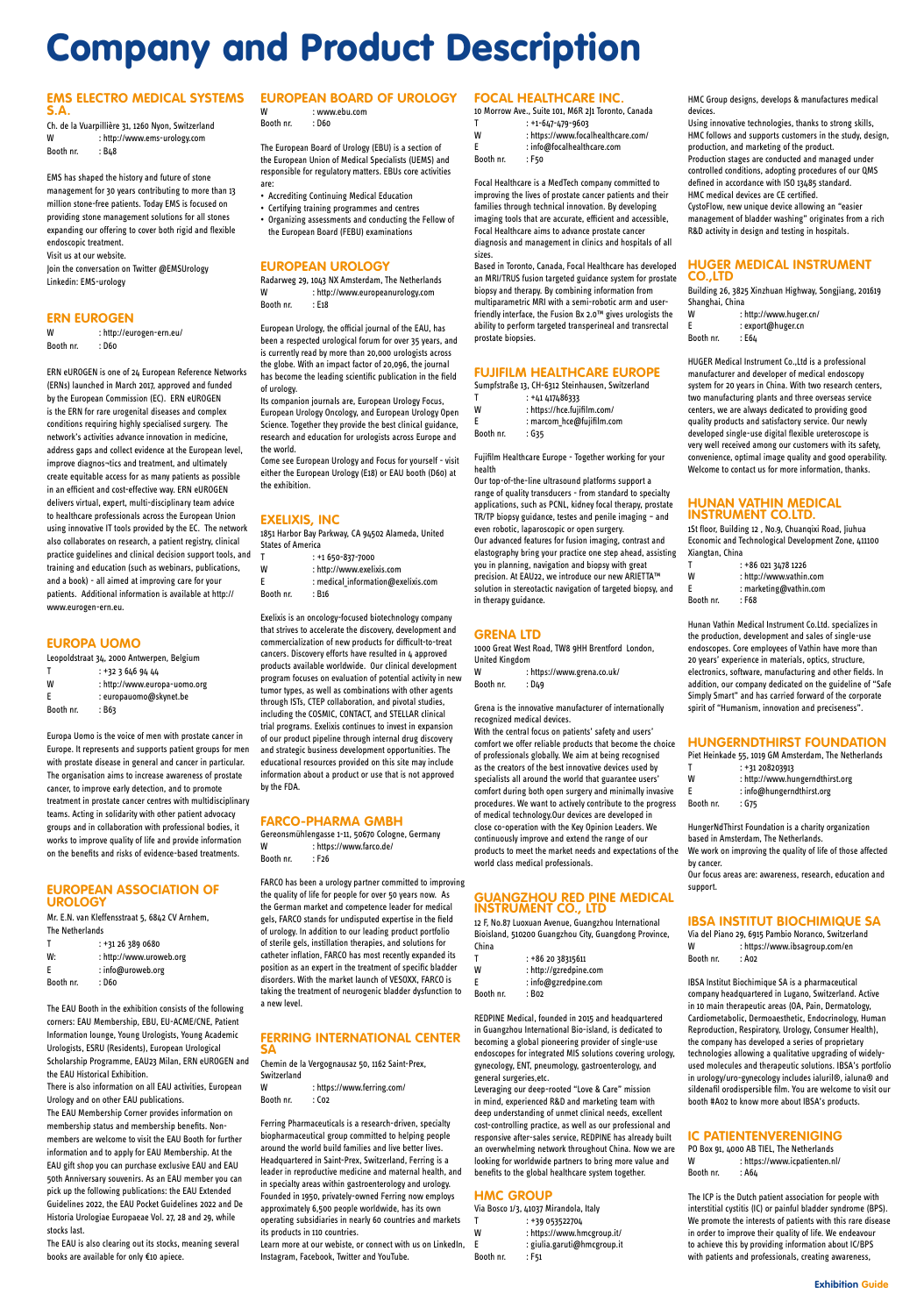# Company and Product Description

## EMS ELECTRO MEDICAL SYSTEMS S.A.

Ch. de la Vuarpillière 31, 1260 Nyon, Switzerland
W : http://www.ems-urology.com
Booth nr. : B48

EMS has shaped the history and future of stone management for 30 years contributing to more than 13 million stone-free patients. Today EMS is focused on providing stone management solutions for all stones expanding our offering to cover both rigid and flexible endoscopic treatment.
Visit us at our website.
Join the conversation on Twitter @EMSUrology
Linkedin: EMS-urology

## ERN EUROGEN

W : http://eurogen-ern.eu/
Booth nr. : D60

ERN eUROGEN is one of 24 European Reference Networks (ERNs) launched in March 2017, approved and funded by the European Commission (EC). ERN eUROGEN is the ERN for rare urogenital diseases and complex conditions requiring highly specialised surgery. The network's activities advance innovation in medicine, address gaps and collect evidence at the European level, improve diagnos¬tics and treatment, and ultimately create equitable access for as many patients as possible in an efficient and cost-effective way. ERN eUROGEN delivers virtual, expert, multi-disciplinary team advice to healthcare professionals across the European Union using innovative IT tools provided by the EC. The network also collaborates on research, a patient registry, clinical practice guidelines and clinical decision support tools, and training and education (such as webinars, publications, and a book) - all aimed at improving care for your patients. Additional information is available at http://www.eurogen-ern.eu.

## EUROPA UOMO

Leopoldstraat 34, 2000 Antwerpen, Belgium
T : +32 3 646 94 44
W : http://www.europa-uomo.org
E : europauomo@skynet.be
Booth nr. : B63

Europa Uomo is the voice of men with prostate cancer in Europe. It represents and supports patient groups for men with prostate disease in general and cancer in particular. The organisation aims to increase awareness of prostate cancer, to improve early detection, and to promote treatment in prostate cancer centres with multidisciplinary teams. Acting in solidarity with other patient advocacy groups and in collaboration with professional bodies, it works to improve quality of life and provide information on the benefits and risks of evidence-based treatments.

## EUROPEAN ASSOCIATION OF UROLOGY

Mr. E.N. van Kleffensstraat 5, 6842 CV Arnhem, The Netherlands
T : +31 26 389 0680
W: : http://www.uroweb.org
E : info@uroweb.org
Booth nr. : D60

The EAU Booth in the exhibition consists of the following corners: EAU Membership, EBU, EU-ACME/CNE, Patient Information lounge, Young Urologists, Young Academic Urologists, ESRU (Residents), European Urological Scholarship Programme, EAU23 Milan, ERN eUROGEN and the EAU Historical Exhibition.
There is also information on all EAU activities, European Urology and on other EAU publications.
The EAU Membership Corner provides information on membership status and membership benefits. Non-members are welcome to visit the EAU Booth for further information and to apply for EAU Membership. At the EAU gift shop you can purchase exclusive EAU and EAU 50th Anniversary souvenirs. As an EAU member you can pick up the following publications: the EAU Extended Guidelines 2022, the EAU Pocket Guidelines 2022 and De Historia Urologiae Europaeae Vol. 27, 28 and 29, while stocks last.
The EAU is also clearing out its stocks, meaning several books are available for only €10 apiece.

## EUROPEAN BOARD OF UROLOGY

W : www.ebu.com
Booth nr. : D60

The European Board of Urology (EBU) is a section of the European Union of Medical Specialists (UEMS) and responsible for regulatory matters. EBUs core activities are:

- Accrediting Continuing Medical Education
- Certifying training programmes and centres
- Organizing assessments and conducting the Fellow of the European Board (FEBU) examinations

## EUROPEAN UROLOGY

Radarweg 29, 1043 NX Amsterdam, The Netherlands
W : http://www.europeanurology.com
Booth nr. : E18

European Urology, the official journal of the EAU, has been a respected urological forum for over 35 years, and is currently read by more than 20,000 urologists across the globe. With an impact factor of 20,096, the journal has become the leading scientific publication in the field of urology.
Its companion journals are, European Urology Focus, European Urology Oncology, and European Urology Open Science. Together they provide the best clinical guidance, research and education for urologists across Europe and the world.
Come see European Urology and Focus for yourself - visit either the European Urology (E18) or EAU booth (D60) at the exhibition.

## EXELIXIS, INC

1851 Harbor Bay Parkway, CA 94502 Alameda, United States of America
T : +1 650-837-7000
W : http://www.exelixis.com
E : medical_information@exelixis.com
Booth nr. : B16

Exelixis is an oncology-focused biotechnology company that strives to accelerate the discovery, development and commercialization of new products for difficult-to-treat cancers. Discovery efforts have resulted in 4 approved products available worldwide. Our clinical development program focuses on evaluation of potential activity in new tumor types, as well as combinations with other agents through ISTs, CTEP collaboration, and pivotal studies, including the COSMIC, CONTACT, and STELLAR clinical trial programs. Exelixis continues to invest in expansion of our product pipeline through internal drug discovery and strategic business development opportunities. The educational resources provided on this site may include information about a product or use that is not approved by the FDA.

## FARCO-PHARMA GMBH

Gereonsmühlengasse 1-11, 50670 Cologne, Germany
W : https://www.farco.de/
Booth nr. : F26

FARCO has been a urology partner committed to improving the quality of life for people for over 50 years now. As the German market and competence leader for medical gels, FARCO stands for undisputed expertise in the field of urology. In addition to our leading product portfolio of sterile gels, instillation therapies and solutions for catheter inflation, FARCO has most recently expanded its position as an expert in the treatment of specific bladder disorders. With the market launch of VESOXX, FARCO is taking the treatment of neurogenic bladder dysfunction to a new level.

## FERRING INTERNATIONAL CENTER SA

Chemin de la Vergognausaz 50, 1162 Saint-Prex, Switzerland
W : https://www.ferring.com/
Booth nr. : C02

Ferring Pharmaceuticals is a research-driven, specialty biopharmaceutical group committed to helping people around the world build families and live better lives. Headquartered in Saint-Prex, Switzerland, Ferring is a leader in reproductive medicine and maternal health, and in specialty areas within gastroenterology and urology. Founded in 1950, privately-owned Ferring now employs approximately 6,500 people worldwide, has its own operating subsidiaries in nearly 60 countries and markets its products in 110 countries.
Learn more at our website, or connect with us on LinkedIn, Instagram, Facebook, Twitter and YouTube.

## FOCAL HEALTHCARE INC.

10 Morrow Ave., Suite 101, M6R 2J1 Toronto, Canada
T : +1-647-479-9603
W : https://www.focalhealthcare.com/
E : info@focalhealthcare.com
Booth nr. : F50

Focal Healthcare is a MedTech company committed to improving the lives of prostate cancer patients and their families through technical innovation. By developing imaging tools that are accurate, efficient and accessible, Focal Healthcare aims to advance prostate cancer diagnosis and management in clinics and hospitals of all sizes.
Based in Toronto, Canada, Focal Healthcare has developed an MRI/TRUS fusion targeted guidance system for prostate biopsy and therapy. By combining information from multiparametric MRI with a semi-robotic arm and user-friendly interface, the Fusion Bx 2.0™ gives urologists the ability to perform targeted transperineal and transrectal prostate biopsies.

## FUJIFILM HEALTHCARE EUROPE

Sumpfstraße 13, CH-6312 Steinhausen, Switzerland
T : +41 417486333
W : https://hce.fujifilm.com/
E : marcom_hce@fujifilm.com
Booth nr. : G35

Fujifilm Healthcare Europe - Together working for your health
Our top-of-the-line ultrasound platforms support a range of quality transducers - from standard to specialty applications, such as PCNL, kidney focal therapy, prostate TR/TP biopsy guidance, testes and penile imaging – and even robotic, laparoscopic or open surgery.
Our advanced features for fusion imaging, contrast and elastography bring your practice one step ahead, assisting you in planning, navigation and biopsy with great precision. At EAU22, we introduce our new ARIETTA™ solution in stereotactic navigation of targeted biopsy, and in therapy guidance.

## GRENA LTD

1000 Great West Road, TW8 9HH Brentford London, United Kingdom
W : https://www.grena.co.uk/
Booth nr. : D49

Grena is the innovative manufacturer of internationally recognized medical devices.
With the central focus on patients' safety and users' comfort we offer reliable products that become the choice of professionals globally. We aim at being recognised as the creators of the best innovative devices used by specialists all around the world that guarantee users' comfort during both open surgery and minimally invasive procedures. We want to actively contribute to the progress of medical technology.Our devices are developed in close co-operation with the Key Opinion Leaders. We continuously improve and extend the range of our products to meet the market needs and expectations of the world class medical professionals.

## GUANGZHOU RED PINE MEDICAL INSTRUMENT CO., LTD

12 F, No.87 Luoxuan Avenue, Guangzhou International Bioisland, 510200 Guangzhou City, Guangdong Province, China
T : +86 20 38315611
W : http://gzredpine.com
E : info@gzredpine.com
Booth nr. : B02

REDPINE Medical, founded in 2015 and headquartered in Guangzhou International Bio-island, is dedicated to becoming a global pioneering provider of single-use endoscopes for integrated MIS solutions covering urology, gynecology, ENT, pneumology, gastroenterology, and general surgeries,etc.
Leveraging our deep-rooted "Love & Care" mission in mind, experienced R&D and marketing team with deep understanding of unmet clinical needs, excellent cost-controlling practice, as well as our professional and responsive after-sales service, REDPINE has already built an overwhelming network throughout China. Now we are looking for worldwide partners to bring more value and benefits to the global healthcare system together.

## HMC GROUP

Via Bosco 1/3, 41037 Mirandola, Italy
T : +39 053522704
W : https://www.hmcgroup.it/
E : giulia.garuti@hmcgroup.it
Booth nr. : F51

HMC Group designs, develops & manufactures medical devices.
Using innovative technologies, thanks to strong skills, HMC follows and supports customers in the study, design, production, and marketing of the product.
Production stages are conducted and managed under controlled conditions, adopting procedures of our QMS defined in accordance with ISO 13485 standard.
HMC medical devices are CE certified.
CystoFlow, new unique device allowing an "easier management of bladder washing" originates from a rich R&D activity in design and testing in hospitals.

## HUGER MEDICAL INSTRUMENT CO.,LTD

Building 26, 3825 Xinzhuan Highway, Songjiang, 201619 Shanghai, China
W : http://www.huger.cn/
E : export@huger.cn
Booth nr. : E64

HUGER Medical Instrument Co.,Ltd is a professional manufacturer and developer of medical endoscopy system for 20 years in China. With two research centers, two manufacturing plants and three overseas service centers, we are always dedicated to providing good quality products and satisfactory service. Our newly developed single-use digital flexible ureteroscope is very well received among our customers with its safety, convenience, optimal image quality and good operability. Welcome to contact us for more information, thanks.

## HUNAN VATHIN MEDICAL INSTRUMENT CO.LTD.

1St floor, Building 12 , No.9, Chuanqixi Road, Jiuhua Economic and Technological Development Zone, 411100 Xiangtan, China
T : +86 021 3478 1226
W : http://www.vathin.com
E : marketing@vathin.com
Booth nr. : F68

Hunan Vathin Medical Instrument Co.Ltd. specializes in the production, development and sales of single-use endoscopes. Core employees of Vathin have more than 20 years' experience in materials, optics, structure, electronics, software, manufacturing and other fields. In addition, our company dedicated on the guideline of "Safe Simply Smart" and has carried forward of the corporate spirit of "Humanism, innovation and preciseness".

## HUNGERNDTHIRST FOUNDATION

Piet Heinkade 55, 1019 GM Amsterdam, The Netherlands
T : +31 208203913
W : http://www.hungerndthirst.org
E : info@hungerndthirst.org
Booth nr. : G75

HungerNdThirst Foundation is a charity organization based in Amsterdam, The Netherlands.
We work on improving the quality of life of those affected by cancer.
Our focus areas are: awareness, research, education and support.

## IBSA INSTITUT BIOCHIMIQUE SA

Via del Piano 29, 6915 Pambio Noranco, Switzerland
W : https://www.ibsagroup.com/en
Booth nr. : A02

IBSA Institut Biochimique SA is a pharmaceutical company headquartered in Lugano, Switzerland. Active in 10 main therapeutic areas (OA, Pain, Dermatology, Cardiometabolic, Dermoaesthetic, Endocrinology, Human Reproduction, Respiratory, Urology, Consumer Health), the company has developed a series of proprietary technologies allowing a qualitative upgrading of widely-used molecules and therapeutic solutions. IBSA's portfolio in urology/uro-gynecology includes ialuril®, ialuna® and sildenafil orodispersible film. You are welcome to visit our booth #A02 to know more about IBSA's products.

## IC PATIENTENVERENIGING

PO Box 91, 4000 AB TIEL, The Netherlands
W : https://www.icpatienten.nl/
Booth nr. : A64

The ICP is the Dutch patient association for people with interstitial cystitis (IC) or painful bladder syndrome (BPS). We promote the interests of patients with this rare disease in order to improve their quality of life. We endeavour to achieve this by providing information about IC/BPS with patients and professionals, creating awareness,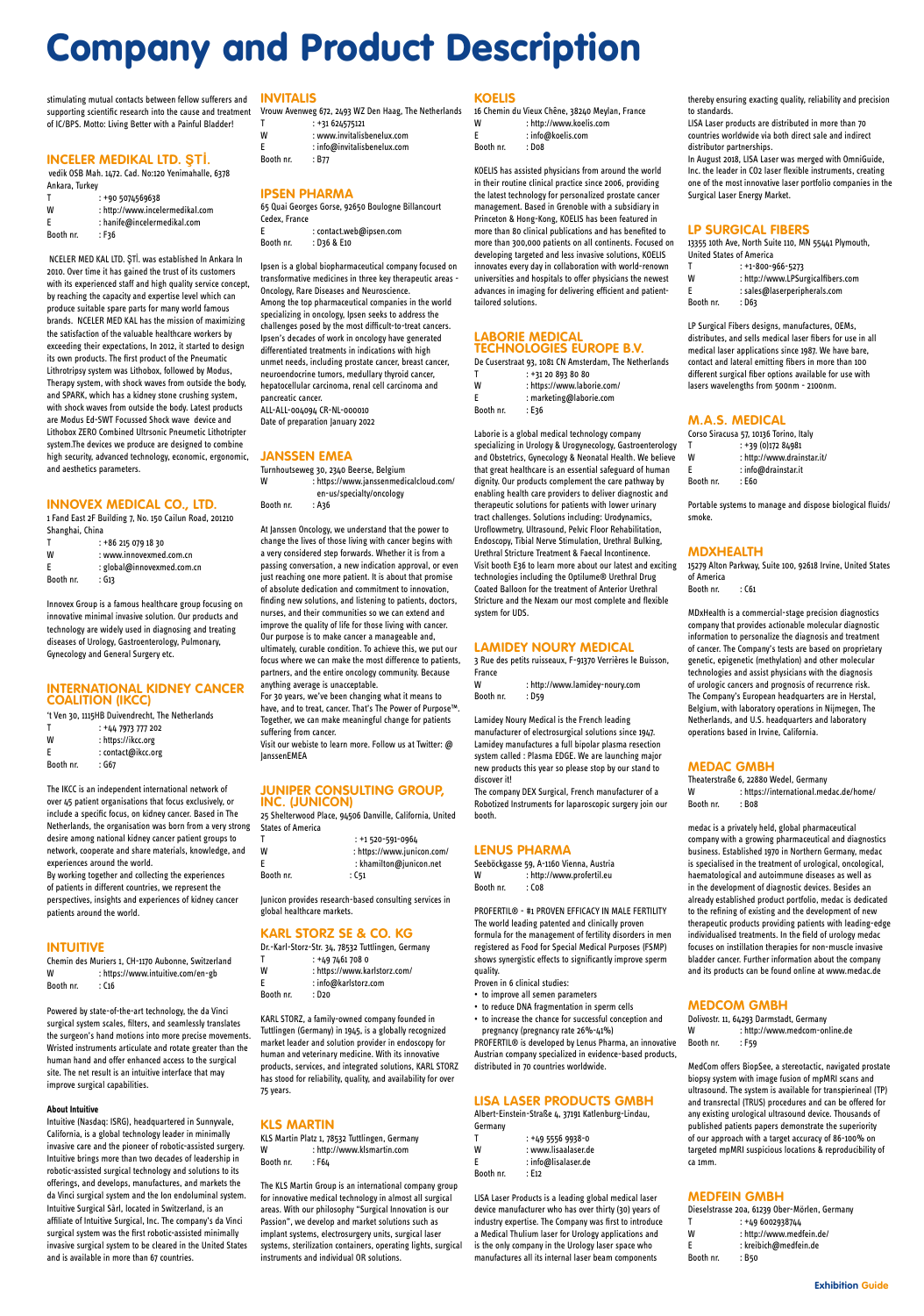# Company and Product Description

stimulating mutual contacts between fellow sufferers and supporting scientific research into the cause and treatment of IC/BPS. Motto: Living Better with a Painful Bladder!

## INCELER MEDIKAL LTD. ŞTİ.

vedik OSB Mah. 1472. Cad. No:120 Yenimahalle, 6378 Ankara, Turkey

T : +90 5074569638
W : http://www.incelermedikal.com
E : hanife@incelermedikal.com
Booth nr. : F36

NCELER MED KAL LTD. ŞTİ. was established In Ankara In 2010. Over time it has gained the trust of its customers with its experienced staff and high quality service concept, by reaching the capacity and expertise level which can produce suitable spare parts for many world famous brands. NCELER MED KAL has the mission of maximizing the satisfaction of the valuable healthcare workers by exceeding their expectations, In 2012, it started to design its own products. The first product of the Pneumatic Lithrotripsy system was Lithobox, followed by Modus, Therapy system, with shock waves from outside the body, and SPARK, which has a kidney stone crushing system, with shock waves from outside the body. Latest products are Modus Ed-SWT Focussed Shock wave device and Lithobox ZERO Combined Ultrsonic Pneumetic Lithotripter system.The devices we produce are designed to combine high security, advanced technology, economic, ergonomic, and aesthetics parameters.

## INNOVEX MEDICAL CO., LTD.

1 Fand East 2F Building 7, No. 150 Cailun Road, 201210 Shanghai, China

T : +86 215 079 18 30
W : www.innovexmed.com.cn
E : global@innovexmed.com.cn
Booth nr. : G13

Innovex Group is a famous healthcare group focusing on innovative minimal invasive solution. Our products and technology are widely used in diagnosing and treating diseases of Urology, Gastroenterology, Pulmonary, Gynecology and General Surgery etc.

## INTERNATIONAL KIDNEY CANCER COALITION (IKCC)

't Ven 30, 1115HB Duivendrecht, The Netherlands

T : +44 7973 777 202
W : https://ikcc.org
E : contact@ikcc.org
Booth nr. : G67

The IKCC is an independent international network of over 45 patient organisations that focus exclusively, or include a specific focus, on kidney cancer. Based in The Netherlands, the organisation was born from a very strong desire among national kidney cancer patient groups to network, cooperate and share materials, knowledge, and experiences around the world.
By working together and collecting the experiences of patients in different countries, we represent the perspectives, insights and experiences of kidney cancer patients around the world.

## INTUITIVE

Chemin des Muriers 1, CH-1170 Aubonne, Switzerland

W : https://www.intuitive.com/en-gb
Booth nr. : C16

Powered by state-of-the-art technology, the da Vinci surgical system scales, filters, and seamlessly translates the surgeon's hand motions into more precise movements. Wristed instruments articulate and rotate greater than the human hand and offer enhanced access to the surgical site. The net result is an intuitive interface that may improve surgical capabilities.

**About Intuitive**

Intuitive (Nasdaq: ISRG), headquartered in Sunnyvale, California, is a global technology leader in minimally invasive care and the pioneer of robotic-assisted surgery. Intuitive brings more than two decades of leadership in robotic-assisted surgical technology and solutions to its offerings, and develops, manufactures, and markets the da Vinci surgical system and the Ion endoluminal system. Intuitive Surgical Sàrl, located in Switzerland, is an affiliate of Intuitive Surgical, Inc. The company's da Vinci surgical system was the first robotic-assisted minimally invasive surgical system to be cleared in the United States and is available in more than 67 countries.

## INVITALIS

Vrouw Avenweg 672, 2493 WZ Den Haag, The Netherlands

T : +31 624575121
W : www.invitalisbenelux.com
E : info@invitalisbenelux.com
Booth nr. : B77

## IPSEN PHARMA

65 Quai Georges Gorse, 92650 Boulogne Billancourt Cedex, France

E : contact.web@ipsen.com
Booth nr. : D36 & E10

Ipsen is a global biopharmaceutical company focused on transformative medicines in three key therapeutic areas - Oncology, Rare Diseases and Neuroscience.
Among the top pharmaceutical companies in the world specializing in oncology, Ipsen seeks to address the challenges posed by the most difficult-to-treat cancers. Ipsen's decades of work in oncology have generated differentiated treatments in indications with high unmet needs, including prostate cancer, breast cancer, neuroendocrine tumors, medullary thyroid cancer, hepatocellular carcinoma, renal cell carcinoma and pancreatic cancer.
ALL-ALL-004094 CR-NL-000010
Date of preparation January 2022

## JANSSEN EMEA

Turnhoutseweg 30, 2340 Beerse, Belgium

W : https://www.janssenmedicalcloud.com/en-us/specialty/oncology
Booth nr. : A36

At Janssen Oncology, we understand that the power to change the lives of those living with cancer begins with a very considered step forwards. Whether it is from a passing conversation, a new indication approval, or even just reaching one more patient. It is about that promise of absolute dedication and commitment to innovation, finding new solutions, and listening to patients, doctors, nurses, and their communities so we can extend and improve the quality of life for those living with cancer. Our purpose is to make cancer a manageable and, ultimately, curable condition. To achieve this, we put our focus where we can make the most difference to patients, partners, and the entire oncology community. Because anything average is unacceptable.
For 30 years, we've been changing what it means to have, and to treat, cancer. That's The Power of Purpose™. Together, we can make meaningful change for patients suffering from cancer.
Visit our webiste to learn more. Follow us at Twitter: @JanssenEMEA

## JUNIPER CONSULTING GROUP, INC. (JUNICON)

25 Shelterwood Place, 94506 Danville, California, United States of America

T : +1 520-591-0964
W : https://www.junicon.com/
E : khamilton@junicon.net
Booth nr. : C51

Junicon provides research-based consulting services in global healthcare markets.

## KARL STORZ SE & CO. KG

Dr.-Karl-Storz-Str. 34, 78532 Tuttlingen, Germany

T : +49 7461 708 0
W : https://www.karlstorz.com/
E : info@karlstorz.com
Booth nr. : D20

KARL STORZ, a family-owned company founded in Tuttlingen (Germany) in 1945, is a globally recognized market leader and solution provider in endoscopy for human and veterinary medicine. With its innovative products, services, and integrated solutions, KARL STORZ has stood for reliability, quality, and availability for over 75 years.

## KLS MARTIN

KLS Martin Platz 1, 78532 Tuttlingen, Germany

W : http://www.klsmartin.com
Booth nr. : F64

The KLS Martin Group is an international company group for innovative medical technology in almost all surgical areas. With our philosophy "Surgical Innovation is our Passion", we develop and market solutions such as implant systems, electrosurgery units, surgical laser systems, sterilization containers, operating lights, surgical instruments and individual OR solutions.

## KOELIS

16 Chemin du Vieux Chêne, 38240 Meylan, France

W : http://www.koelis.com
E : info@koelis.com
Booth nr. : D08

KOELIS has assisted physicians from around the world in their routine clinical practice since 2006, providing the latest technology for personalized prostate cancer management. Based in Grenoble with a subsidiary in Princeton & Hong-Kong, KOELIS has been featured in more than 80 clinical publications and has benefited to more than 300,000 patients on all continents. Focused on developing targeted and less invasive solutions, KOELIS innovates every day in collaboration with world-renown universities and hospitals to offer physicians the newest advances in imaging for delivering efficient and patient-tailored solutions.

## LABORIE MEDICAL TECHNOLOGIES EUROPE B.V.

De Cuserstraat 93, 1081 CN Amsterdam, The Netherlands

T : +31 20 893 80 80
W : https://www.laborie.com/
E : marketing@laborie.com
Booth nr. : E36

Laborie is a global medical technology company specializing in Urology & Urogynecology, Gastroenterology and Obstetrics, Gynecology & Neonatal Health. We believe that great healthcare is an essential safeguard of human dignity. Our products complement the care pathway by enabling health care providers to deliver diagnostic and therapeutic solutions for patients with lower urinary tract challenges. Solutions including: Urodynamics, Uroflowmetry, Ultrasound, Pelvic Floor Rehabilitation, Endoscopy, Tibial Nerve Stimulation, Urethral Bulking, Urethral Stricture Treatment & Faecal Incontinence.
Visit booth E36 to learn more about our latest and exciting technologies including the Optilume® Urethral Drug Coated Balloon for the treatment of Anterior Urethral Stricture and the Nexam our most complete and flexible system for UDS.

## LAMIDEY NOURY MEDICAL

3 Rue des petits ruisseaux, F-91370 Verrières le Buisson, France

W : http://www.lamidey-noury.com
Booth nr. : D59

Lamidey Noury Medical is the French leading manufacturer of electrosurgical solutions since 1947. Lamidey manufactures a full bipolar plasma resection system called : Plasma EDGE. We are launching major new products this year so please stop by our stand to discover it!
The company DEX Surgical, French manufacturer of a Robotized Instruments for laparoscopic surgery join our booth.

## LENUS PHARMA

Seeböckgasse 59, A-1160 Vienna, Austria

W : http://www.profertil.eu
Booth nr. : C08

PROFERTIL® - #1 PROVEN EFFICACY IN MALE FERTILITY
The world leading patented and clinically proven formula for the management of fertility disorders in men registered as Food for Special Medical Purposes (FSMP) shows synergistic effects to significantly improve sperm quality.
Proven in 6 clinical studies:

- to improve all semen parameters
- to reduce DNA fragmentation in sperm cells
- to increase the chance for successful conception and pregnancy (pregnancy rate 26%-41%)

PROFERTIL® is developed by Lenus Pharma, an innovative Austrian company specialized in evidence-based products, distributed in 70 countries worldwide.

## LISA LASER PRODUCTS GMBH

Albert-Einstein-Straße 4, 37191 Katlenburg-Lindau, Germany

T : +49 5556 9938-0
W : www.lisaalaser.de
E : info@lisalaser.de
Booth nr. : E12

LISA Laser Products is a leading global medical laser device manufacturer who has over thirty (30) years of industry expertise. The Company was first to introduce a Medical Thulium laser for Urology applications and is the only company in the Urology laser space who manufactures all its internal laser beam components thereby ensuring exacting quality, reliability and precision to standards.
LISA Laser products are distributed in more than 70 countries worldwide via both direct sale and indirect distributor partnerships.
In August 2018, LISA Laser was merged with OmniGuide, Inc. the leader in CO2 laser flexible instruments, creating one of the most innovative laser portfolio companies in the Surgical Laser Energy Market.

## LP SURGICAL FIBERS

13355 10th Ave, North Suite 110, MN 55441 Plymouth, United States of America

T : +1-800-966-5273
W : http://www.LPSurgicalfibers.com
E : sales@laserperipherals.com
Booth nr. : D63

LP Surgical Fibers designs, manufactures, OEMs, distributes, and sells medical laser fibers for use in all medical laser applications since 1987. We have bare, contact and lateral emitting fibers in more than 100 different surgical fiber options available for use with lasers wavelengths from 500nm - 2100nm.

## M.A.S. MEDICAL

Corso Siracusa 57, 10136 Torino, Italy

T : +39 (0)172 84981
W : http://www.drainstar.it/
E : info@drainstar.it
Booth nr. : E60

Portable systems to manage and dispose biological fluids/smoke.

## MDXHEALTH

15279 Alton Parkway, Suite 100, 92618 Irvine, United States of America

Booth nr. : C61

MDxHealth is a commercial-stage precision diagnostics company that provides actionable molecular diagnostic information to personalize the diagnosis and treatment of cancer. The Company's tests are based on proprietary genetic, epigenetic (methylation) and other molecular technologies and assist physicians with the diagnosis of urologic cancers and prognosis of recurrence risk. The Company's European headquarters are in Herstal, Belgium, with laboratory operations in Nijmegen, The Netherlands, and U.S. headquarters and laboratory operations based in Irvine, California.

## MEDAC GMBH

Theaterstraße 6, 22880 Wedel, Germany

W : https://international.medac.de/home/
Booth nr. : B08

medac is a privately held, global pharmaceutical company with a growing pharmaceutical and diagnostics business. Established 1970 in Northern Germany, medac is specialised in the treatment of urological, oncological, haematological and autoimmune diseases as well as in the development of diagnostic devices. Besides an already established product portfolio, medac is dedicated to the refining of existing and the development of new therapeutic products providing patients with leading-edge individualised treatments. In the field of urology medac focuses on instillation therapies for non-muscle invasive bladder cancer. Further information about the company and its products can be found online at www.medac.de

## MEDCOM GMBH

Dolivostr. 11, 64293 Darmstadt, Germany

W : http://www.medcom-online.de
Booth nr. : F59

MedCom offers BiopSee, a stereotactic, navigated prostate biopsy system with image fusion of mpMRI scans and ultrasound. The system is available for transperineal (TP) and transrectal (TRUS) procedures and can be offered for any existing urological ultrasound device. Thousands of published patients papers demonstrate the superiority of our approach with a target accuracy of 86-100% on targeted mpMRI suspicious locations & reproducibility of ca 1mm.

## MEDFEIN GMBH

Dieselstrasse 20a, 61239 Ober-Mörlen, Germany

T : +49 6002938744
W : http://www.medfein.de/
E : kreibich@medfein.de
Booth nr. : B50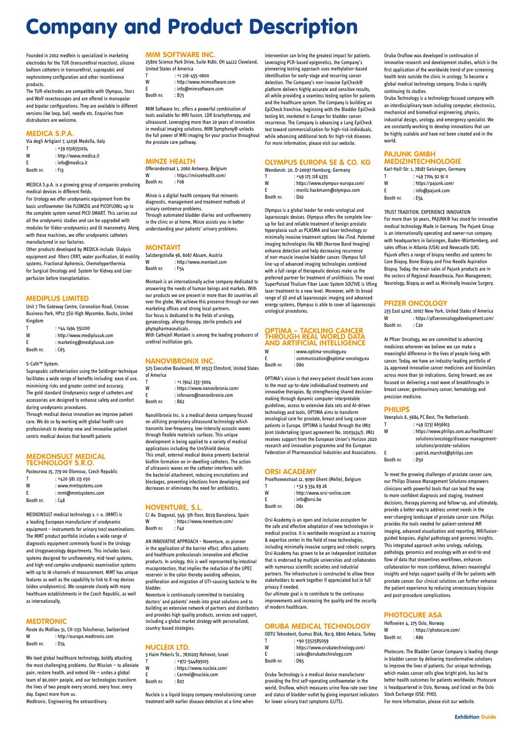# Company and Product Description

Founded in 2002 medfein is specialized in marketing electrodes for the TUR (transurethral resection), silicone balloon catheters in transurethral, suprapubic and nephrostomy configuration and other incontinence products.

The TUR-electrodes are compatible with Olympus, Storz and Wolf resectoscopes and are offered in monopolar and bipolar configurations. They are available in different versions like loop, ball, needle etc. Enquiries from distrubutors are welcome.

## MEDICA S.P.A.

Via degli Artigiani 7, 41036 Medolla, Italy
T : +39 0516351074
W : http://www.medica.it
E : info@medica.it
Booth nr. : F13

MEDICA S.p.A. is a growing group of companies producing medical devices in different fields.

For Urology we offer urodynamic equipment from the basic uroflowmeter like FLOWZIG and PICOFLOW2 up to the complete system named PICO SMART. This carries out all the urodynamic studies and can be upgraded with modules for Video-urodynamics and GI manometry. Along with these machines, we offer urodynamic catheters manufactured in our factories.

Other products developed by MEDICA include Dialysis equipment and filters CRRT, water purification, GI motility systems, Fractional Apheresis, Chemohyperthermia for Surgical Oncology and System for Kidney and Liver perfusion before transplantation.

## MEDIPLUS LIMITED

Unit 7 The Gateway Centre, Coronation Road, Cressex Business Park, HP12 3SU High Wycombe, Bucks, United Kingdom
T : +44 1494 551200
W : http://www.mediplusuk.com
E : marketing@mediplusuk.com
Booth nr. : C65

S-Cath™ System.

Suprapubic catheterisation using the Seldinger technique facilitates a wide range of benefits including: ease of use, minimising risks and greater control and accuracy.
The gold standard Urodynamics range of catheters and accessories are designed to enhance safety and comfort during urodynamic procedures.

Through medical device innovation we improve patient care. We do so by working with global health care professionals to develop new and innovative patient centric medical devices that benefit patients

## MEDKONSULT MEDICAL TECHNOLOGY S.R.O.

Pasteurova 15, 779 00 Olomouc, Czech Republic
T : +420 581 113 030
W : www.mmtsystems.com
E : mmt@mmtsystems.com
Booth nr. : C48

MEDKONSULT medical technology s. r. o. (MMT) is a leading European manufacturer of urodynamic equipment – instruments for urinary tract examinations. The MMT product portfolio includes a wide range of diagnostic equipment commonly found in the Urology and Urogynaecology departments. This includes basic systems designed for uroflowmetry, mid-level systems, and high-end complex urodynamic examination systems with up to 16-channels of measurement. MMT has unique features as well as the capability to link to X-ray devices (video urodynamics). We cooperate closely with many healthcare establishments in the Czech Republic, as well as internationally.

## MEDTRONIC

Route du Molliau 31, CH-1131 Tolochenaz, Switzerland
W : http://europe.medtronic.com
Booth nr. : D74

We lead global healthcare technology, boldly attacking the most challenging problems. Our Mission — to alleviate pain, restore health, and extend life — unites a global team of 90,000+ people, and our technologies transform the lives of two people every second, every hour, every day. Expect more from us.
Medtronic. Engineering the extraordinary.

## MIM SOFTWARE INC.

25800 Science Park Drive, Suite #180, OH 44122 Cleveland, United States of America
T : +1 216-455-0600
W : http://www.mimsoftware.com
E : info@mimsoftware.com
Booth nr. : B73

MIM Software Inc. offers a powerful combination of tools available for MRI fusion, LDR brachytherapy, and ultrasound. Leveraging more than 20 years of innovation in medical imaging solutions, MIM Symphony® unlocks the full power of MRI imaging for your practice throughout the prostate care pathway.

## MINZE HEALTH

Offerandestraat 1, 2060 Antwerp, Belgium
W : https://minzehealth.com/
Booth nr. : F06

Minze is a digital health company that reinvents diagnostic, management and treatment methods of urinary continence problems.
Through automated bladder diaries and uroflowmetry in the clinic or at home, Minze assists you in better understanding your patients' urinary problems.

## MONTAVIT

Salzbergstraße 96, 6067 Absam, Austria
W : http://www.montavit.com
Booth nr. : F54

Montavit is an internationally active company dedicated to answering the needs of human beings and markets. With our products we are present in more than 80 countries all over the globe. We achieve this presence through our own marketing offices and strong local partners.
Our focus is dedicated to the fields of urology, gynaecology, allergy therapy, sterile products and phytopharmaceuticals.
With Cathejell Montavit is among the leading producers of urethral instillation gels.

## NANOVIBRONIX INC.

525 Executive Boulevard, NY 10523 Elmsford, United States of America
T : +1 (914) 233-3004
W : https://www.nanovibronix.com/
E : infonano@nanovibronix.com
Booth nr. : B62

NanoVibronix Inc. is a medical device company focused on utilizing proprietary ultrasound technology which transmits low-frequency, low-intensity acoustic waves through flexible materials surfaces. This unique development is being applied to a variety of medical applications including the UroShield device.
This small, external medical device prevents bacterial biofilm formation on in-dwelling catheters. The action of ultrasonic waves on the catheter interferes with the bacterial attachment, reducing encrustations and blockages, preventing infections from developing and decreases or eliminates the need for antibiotics.

## NOVENTURE, S.L.

C/ Av. Diagonal, 549. 5th floor, 8029 Barcelona, Spain
W : https://www.noventure.com/
Booth nr. : F40

AN INNOVATIVE APPROACH – Noventure, as pioneer in the application of the barrier effect, offers patients and healthcare professionals innovative and effective products. In urology, this is well represented by intestinal mucoprotection, that implies the reduction of the UPEC reservoir in the colon thereby avoiding adhesion, proliferation and migration of UTI-causing bacteria to the bladder.
Noventure is continuously committed to translating doctors' and patients' needs into great solutions and to building an extensive network of partners and distributors and provides high quality products, services and support, including a global market strategy with personalized, country-based strategies.

## NUCLEIX LTD.

3 Haim Pekeris St., 7670203 Rehovot, Israel
T : +972-544695015
W : https://www.nucleix.com/
E : Carmel@nucleix.com
Booth nr. : B07

Nucleix is a liquid biopsy company revolutionizing cancer treatment with earlier disease detection at a time when intervention can bring the greatest impact for patients. Leveraging PCR-based epigenetics, the Company's pioneering testing approach uses methylation-based identification for early-stage and recurring cancer detection. The Company's non-invasive EpiCheck® platform delivers highly accurate and sensitive results, all while providing a seamless testing option for patients and the healthcare system. The Company is building an EpiCheck franchise, beginning with the Bladder EpiCheck testing kit, marketed in Europe for bladder cancer recurrence. The Company is advancing a Lung EpiCheck test toward commercialization for high-risk individuals, while advancing additional tests for high-risk diseases. For more information, please visit our website.

## OLYMPUS EUROPA SE & CO. KG

Wendenstr. 20, D-20097 Hamburg, Germany
T : +49 175 118 4335
W : https://www.olympus-europa.com/
E : moritz.hackmann@olympus.com
Booth nr. : D02

Olympus is a global leader for endo-urological and laparoscopic devices. Olympus offers the complete line-up for fast and reliable treatment of benign prostatic hyperplasia such as PLASMA and laser technology or minimally invasive treatment options like iTind. Patented imaging technologies like NBI (Narrow Band Imaging) enhance detection and help decreasing recurrence of non-muscle invasive bladder cancer. Olympus full line-up of advanced imaging technologies combined with a full range of therapeutic devices make us the preferred partner for treatment of urolithiasis. The novel SuperPulsed Thulium Fiber Laser System SOLTIVE is lifting laser treatment to a new level. Moreover, with its broad range of 3D and 4K laparoscopic imaging and advanced energy systems, Olympus is able to cover all laparoscopic urological procedures.

## OPTIMA – TACKLING CANCER THROUGH REAL WORLD DATA AND ARTIFICIAL INTELLIGENCE

W : www.optima-oncology.eu
E : communication@optima-oncology.eu
Booth nr. : D60

OPTIMA's vision is that every patient should have access to the most up-to-date individualised treatments and innovative therapies. By strengthening shared decision-making through dynamic computer-interpretable guidelines, access to extensive data sets and AI-driven technology and tools, OPTIMA aims to transform oncological care for prostate, breast and lung cancer patients in Europe. OPTIMA is funded through the IMI2 Joint Undertaking (grant agreement No. 101034347). IMI2 receives support from the European Union's Horizon 2020 research and innovation programme and the European Federation of Pharmaceutical Industries and Associations.

## ORSI ACADEMY

Proefhoevestraat 12, 9090 Ghent (Melle), Belgium
T : +32 9 334 69 26
W : http://www.orsi-online.com
E : info@orsi.be
Booth nr. : D61

Orsi Academy is an open and inclusive ecosystem for the safe and effective adoptation of new technologies in medical practice. It is worldwide recognized as a training & expertise center in the field of new technologies, including minimally invasive surgery and robotic surgery. Orsi Academy has grown to be an independent institution that is endorsed by multiple universities and collaborates with numerous scientific societies and industrial partners. The infrastructure is constructed to allow these stakeholders to work together if appreciated but in full privacy if needed.
Our ultimate goal is to contribute to the continuous improvements and increasing the quality and the security of modern healthcare.

## ORUBA MEDICAL TECHNOLOGY

ODTU Teknokent, Gumus Blok, No:9, 6800 Ankara, Turkey
T : +90 5352585059
W : https://www.orubatechnology.com/
E : sales@orubatechnology.com
Booth nr. : D65

Oruba Technology is a medical device manufacturer providing the first self-operating uroflowmeter in the world, Oruflow, which measures urine flow rate over time and status of bladder-outlet by giving important indicators for lower urinary tract symptoms (LUTS).

Oruba Oruflow was developed in continuation of innovative research and development studies, which is the first application of the worldwide trend of pre-screening health tests outside the clinic in urology. To become a global medical technology company, Oruba is rapidly continuing its studies.
Oruba Technology is a technology-focused company with an interdisciplinary team including computer, electronics, mechanical and biomedical engineering, physics, industrial design, urology, and emergency specialist. We are constantly working to develop innovations that can be highly scalable and have not been created and in the world.

## PAJUNK GMBH MEDIZINTECHNOLOGIE

Karl-Hall-Str. 1, 78187 Geisingen, Germany
T : +49 7704 92 91 0
W : https://pajunk.com/
E : info@pajunk.com
Booth nr. : E54

TRUST TRADITION. EXPERIENCE INNOVATION
For more than 50 years, PAJUNK® has stood for innovative medical technology Made in Germany. The Pajunk Group is an internationally operating and owner-run company with headquarters in Geisingen, Baden-Württemberg, and sales offices in Atlanta (USA) and Newcastle (UK).
Pajunk offers a range of biopsy needles and systems for Core Biopsy, Bone Biopsy and Fine Needle Aspiration Biopsy. Today, the main sales of Pajunk products are in the sectors of Regional Anaesthesia, Pain Management, Neurology, Biopsy as well as Minimally Invasive Surgery.

## PFIZER ONCOLOGY

235 East 42nd, 10017 New York, United States of America
W : https://pfizeroncologydevelopment.com/
Booth nr. : C20

At Pfizer Oncology, we are committed to advancing medicines wherever we believe we can make a meaningful difference in the lives of people living with cancer. Today, we have an industry-leading portfolio of 24 approved innovative cancer medicines and biosimilars across more than 30 indications. Going forward, we are focused on delivering a next wave of breakthroughs in breast cancer, genitourinary cancer, hematology and precision medicine.

## PHILIPS

Veenpluis 6, 5684 PC Best, The Netherlands
T : +49 (173) 6656613
W : https://www.philips.com.au/healthcare/solutions/oncology/disease-management-solutions/prostate-solutions
E : patrick.marchot@philips.com
Booth nr. : D50

To meet the growing challenges of prostate cancer care, our Philips Disease Management Solutions empowers clinicians with powerful tools that can lead the way to more confident diagnosis and staging, treatment decisions, therapy planning and follow-up, and ultimately, provide a better way to address unmet needs in the ever-changing landscape of prostate cancer care. Philips provides the tools needed for patient-centered MR imaging, advanced visualization and reporting, MR/fusion-guided biopsies, digital pathology and genomic insights. This integrated approach unites urology, radiology, pathology, genomics and oncology with an end-to-end flow of data that streamlines workflows, enhances collaboration for more confidence, delivers meaningful insights and helps support quality of life for patients with prostate cancer. Our clinical solutions can further enhance the patient experience by reducing unnecessary biopsies and post-procedure complications.

## PHOTOCURE ASA

Hoffsveien 4, 275 Oslo, Norway
W : https://photocure.com/
Booth nr. : A80

Photocure, The Bladder Cancer Company is leading change in bladder cancer by delivering transformative solutions to improve the lives of patients. Our unique technology, which makes cancer cells glow bright pink, has led to better health outcomes for patients worldwide. Photocure is headquartered in Oslo, Norway, and listed on the Oslo Stock Exchange (OSE: PHO).
For more information, please visit our website.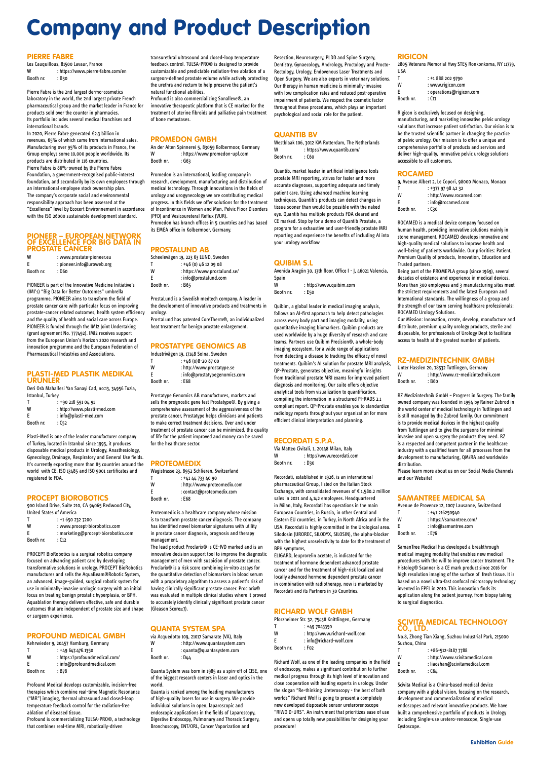# Company and Product Description

## PIERRE FABRE

Les Cauquillous, 81500 Lavaur, France
W : https://www.pierre-fabre.com/en
Booth nr. : B30

Pierre Fabre is the 2nd largest dermo-cosmetics laboratory in the world, the 2nd largest private French pharmaceutical group and the market leader in France for products sold over the counter in pharmacies.
Its portfolio includes several medical franchises and international brands.
In 2020, Pierre Fabre generated €2.3 billion in revenues, 65% of which came from international sales. Manufacturing over 95% of its products in France, the Group employs some 10,000 people worldwide. Its products are distributed in 116 countries.
Pierre Fabre is 86%-owned by the Pierre Fabre Foundation, a government-recognised public-interest foundation, and secondarily by its own employees through an international employee stock ownership plan.
The company's corporate social and environmental responsibility approach has been assessed at the "Excellence" level by Ecocert Environnement in accordance with the ISO 26000 sustainable development standard.

## PIONEER – EUROPEAN NETWORK OF EXCELLENCE FOR BIG DATA IN PROSTATE CANCER

W : www.prostate-pioneer.eu
E : pioneer.info@uroweb.org
Booth nr. : D60

PIONEER is part of the Innovative Medicine Initiative's (IMI's) "Big Data for Better Outcomes" umbrella programme. PIONEER aims to transform the field of prostate cancer care with particular focus on improving prostate-cancer related outcomes, health system efficiency and the quality of health and social care across Europe. PIONEER is funded through the IMI2 Joint Undertaking (grant agreement No. 777492). IMI2 receives support from the European Union's Horizon 2020 research and innovation programme and the European Federation of Pharmaceutical Industries and Associations.

## PLASTI-MED PLASTIK MEDIKAL URUNLER

Deri Osb Mahallesi Yan Sanayi Cad, no:13, 34956 Tuzla, Istanbul, Turkey
T : +90 216 591 04 91
W : http://www.plasti-med.com
E : info@plasti-med.com
Booth nr. : C52

Plasti-Med is one of the leader manufacturer company of Turkey, located in Istanbul since 1995, it produces disposable medical products in Urology, Anasthesiology, Gynecology, Drainage, Respiratory and General Use fields. It's currently exporting more than 85 countries around the world with CE, ISO 13485 and ISO 9001 certificates and registered to FDA.

## PROCEPT BIOROBOTICS

900 Island Drive, Suite 210, CA 94065 Redwood City, United States of America
T : +1 650 232 7200
W : www.procept-biorobotics.com
E : marketing@procept-biorobotics.com
Booth nr. : C12

PROCEPT BioRobotics is a surgical robotics company focused on advancing patient care by developing transformative solutions in urology. PROCEPT BioRobotics manufactures and sells the AquaBeam®Robotic System, an advanced, image-guided, surgical robotic system for use in minimally-invasive urologic surgery with an initial focus on treating benign prostatic hyperplasia, or BPH. Aquablation therapy delivers effective, safe and durable outcomes that are independent of prostate size and shape or surgeon experience.

## PROFOUND MEDICAL GMBH

Kehrwieder 9, 20457 Hamburg, Germany
T : +49 647.476.1350
W : https://profoundmedical.com/
E : info@profoundmedical.com
Booth nr. : B78

Profound Medical develops customizable, incision-free therapies which combine real-time Magnetic Resonance ("MR") imaging, thermal ultrasound and closed-loop temperature feedback control for the radiation-free ablation of diseased tissue.
Profound is commercializing TULSA-PRO®, a technology that combines real-time MRI, robotically-driven transurethral ultrasound and closed-loop temperature feedback control. TULSA-PRO® is designed to provide customizable and predictable radiation-free ablation of a surgeon-defined prostate volume while actively protecting the urethra and rectum to help preserve the patient's natural functional abilities.
Profound is also commercializing Sonalleve®, an innovative therapeutic platform that is CE marked for the treatment of uterine fibroids and palliative pain treatment of bone metastases.

## PROMEDON GMBH

An der Alten Spinnerei 5, 83059 Kolbermoor, Germany
W : https://www.promedon-upf.com
Booth nr. : G63

Promedon is an international, leading company in research, development, manufacturing and distribution of medical technology. Through innovations in the fields of urology and urogynecology we are contributing medical progress. In this fields we offer solutions for the treatment of Incontinence in Women and Men, Pelvic Floor Disorders (PFD) and Vesicoureteral Reflux (VUR).
Promedon has branch offices in 5 countries and has based its EMEA office in Kolbermoor, Germany.

## PROSTALUND AB

Scheelevägen 19, 223 63 LUND, Sweden
T : +46 (0) 46 12 09 08
W : https://www.prostalund.se/
E : info@prostalund.com
Booth nr. : B65

ProstaLund is a Swedish medtech company. A leader in the development of innovative products and treatments in urology.
ProstaLund has patented CoreTherm®, an individualized heat treatment for benign prostate enlargement.

## PROSTATYPE GENOMICS AB

Industrivägen 19, 17148 Solna, Sweden
T : +46 (0)8-20 87 00
W : http://www.prostatype.se
E : info@prostatypegenomics.com
Booth nr. : E68

Prostatype Genomics AB manufactures, markets and sells the prognostic gene test Prostatype®. By giving a comprehensive assessment of the aggressiveness of the prostate cancer, Prostatype helps clinicians and patients to make correct treatment decisions. Over and under treatment of prostate cancer can be minimized, the quality of life for the patient improved and money can be saved for the healthcare sector.

## PROTEOMEDIX

Wagistrasse 23, 8952 Schlieren, Switzerland
T : +41 44 733 40 90
W : http://www.proteomedix.com
E : contact@proteomedix.com
Booth nr. : E68

Proteomedix is a healthcare company whose mission is to transform prostate cancer diagnosis. The company has identified novel biomarker signatures with utility in prostate cancer diagnosis, prognosis and therapy management.
The lead product Proclarix® is CE-IVD marked and is an innovative decision support tool to improve the diagnostic management of men with suspicion of prostate cancer. Proclarix® is a risk score combining in-vitro assays for the quantitative detection of biomarkers in blood serum with a proprietary algorithm to assess a patient's risk of having clinically significant prostate cancer. Proclarix® was evaluated in multiple clinical studies where it proved to accurately identify clinically significant prostate cancer (Gleason Score≥7).

## QUANTA SYSTEM SPA

via Acquedotto 109, 21017 Samarate (VA), Italy
W : http://www.quantasystem.com
E : quanta@quantasystem.com
Booth nr. : D44

Quanta System was born in 1985 as a spin-off of CISE, one of the biggest research centers in laser and optics in the world.
Quanta is ranked among the leading manufacturers of high-quality lasers for use in surgery. We provide individual solutions in open, laparoscopic and endoscopic applications in the fields of Laparoscopy, Digestive Endoscopy, Pulmonary and Thoracic Surgery, Bronchoscopy, ENT/ORL, Cancer Vaporization and Resection, Neurosurgery, PLDD and Spine Surgery, Dentistry, Gynaecology, Andrology, Proctology and Procto-Rectology, Urology, Endovenous Laser Treatments and Open Surgery. We are also experts in veterinary solutions. Our therapy in human medicine is minimally-invasive with low complication rates and reduced post-operative impairment of patients. We respect the cosmetic factor throughout these procedures, which plays an important psychological and social role for the patient.

## QUANTIB BV

Westblaak 106, 3012 KM Rotterdam, The Netherlands
W : https://www.quantib.com/
Booth nr. : C60

Quantib, market leader in artificial intelligence tools prostate MRI reporting, strives for faster and more accurate diagnoses, supporting adequate and timely patient care. Using advanced machine learning techniques, Quantib's products can detect changes in tissue sooner than would be possible with the naked eye. Quantib has multiple products FDA cleared and CE marked. Stop by for a demo of Quantib Prostate, a program for a exhaustive and user-friendly prostate MRI reporting and experience the benefits of including AI into your urology workflow

## QUIBIM S.L

Avenida Aragón 30, 13th floor, Office I - J, 46021 Valencia, Spain
W : http://www.quibim.com
Booth nr. : E50

Quibim, a global leader in medical imaging analysis, follows an AI-first approach to help detect pathologies across every body part and imaging modality, using quantitative imaging biomarkers. Quibim products are used worldwide by a huge diversity of research and care teams. Partners use Quibim Precision®, a whole-body imaging ecosystem, for a wide range of applications from detecting a disease to tracking the efficacy of novel treatments. Quibim's AI solution for prostate MRI analysis, QP-Prostate, generates objective, meaningful insights from traditional prostate MRI exams for improved patient diagnosis and monitoring. Our suite offers objective analytical tools from visualization to quantification, compiling the information in a structured PI-RADS 2.1 compliant report. QP-Prostate enables you to standardize radiology reports throughout your organization for more efficient clinical interpretation and planning.

## RECORDATI S.P.A.

Via Matteo Civitali, 1, 20148 Milan, Italy
W : http://www.recordati.com
Booth nr. : D30

Recordati, established in 1926, is an international pharmaceutical Group, listed on the Italian Stock Exchange, with consolidated revenues of € 1,580.2 million sales in 2021 and 4,142 employees. Headquartered in Milan, Italy, Recordati has operations in the main European Countries, in Russia, in other Central and Eastern EU countries, in Turkey, in North Africa and in the USA. Recordati is highly committed in the Urological area. Silodosin (UROREC, SILODYX, SILOSIN), the alpha-blocker with the highest uroselectivity to date for the treatment of BPH symptoms,
ELIGARD, leuprorelin acetate, is indicated for the treatment of hormone dependent advanced prostate cancer and for the treatment of high-risk localized and locally advanced hormone dependent prostate cancer in combination with radiotherapy, now is marketed by Recordati and its Partners in 30 Countries.

## RICHARD WOLF GMBH

Pforzheimer Str. 32, 75438 Knittlingen, Germany
T : +49 7043350
W : http://www.richard-wolf.com
E : info@richard-wolf.com
Booth nr. : F02

Richard Wolf, as one of the leading companies in the field of endoscopy, makes a significant contribution to further medical progress through its high level of innovation and close cooperation with leading experts in urology. Under the slogan "Re-thinking Ureteroscopy - the best of both worlds" Richard Wolf is going to present a completely new developed disposable sensor ureterorenoscope "RIWO D-URS". An instrument that prioritizes ease of use and opens up totally new possibilities for designing your procedure!

## RIGICON

2805 Veterans Memorial Hwy STE5 Ronkonkoma, NY 11779, USA
T : +1 888 202 9790
W : www.rigicon.com
E : operations@rigicon.com
Booth nr. : C17

Rigicon is exclusively focused on designing, manufacturing, and marketing innovative pelvic urology solutions that increase patient satisfaction. Our vision is to be the trusted scientific partner in changing the practice of pelvic urology. Our mission is to offer a unique and comprehensive portfolio of products and services and deliver high-quality, innovative pelvic urology solutions accessible to all customers.

## ROCAMED

9, Avenue Albert 2, Le Copori, 98000 Monaco, Monaco
T : +377 97 98 42 32
W : http://www.rocamed.com
E : info@rocamed.com
Booth nr. : C30

ROCAMED is a medical device company focused on human health, providing innovative solutions mainly in stone management. ROCAMED develops innovative and high-quality medical solutions to improve health and well-being of patients worldwide. Our priorities: Patient, Premium Quality of products, Innovation, Education and Trusted partners.
Being part of the PROMEPLA group (since 1969), several decades of existence and experience in medical devices. More than 300 employees and 3 manufacturing sites meet the strictest requirements and the latest European and International standards. The willingness of a group and the strength of our team serving healthcare professionals: ROCAMED Urology Solutions.
Our Mission: Innovation, create, develop, manufacture and distribute, premium quality urology products, sterile and disposable, for professionals of Urology Dept to facilitate access to health at the greatest number of patients.

## RZ-MEDIZINTECHNIK GMBH

Unter Hasslen 20, 78532 Tuttlingen, Germany
W : http://www.rz-medizintechnik.com
Booth nr. : B60

RZ Medizintechnik GmbH – Progress in Surgery. The family owned company was founded in 1994 by Rainer Zubrod in the world center of medical technology in Tuttlingen and is still managed by the Zubrod family. Our commitment is to provide medical devices in the highest quality from Tuttlingen and to give the surgeons for minimal invasive and open surgery the products they need. RZ is a respected and competent partner in the healthcare industry with a qualified team for all processes from the development to manufacturing, QM/RA and worldwide distribution.
Please learn more about us on our Social Media Channels and our Website!

## SAMANTREE MEDICAL SA

Avenue de Provence 12, 1007 Lausanne, Switzerland
T : +41 216250940
W : https://samantree.com/
E : info@samantree.com
Booth nr. : E76

SamanTree Medical has developed a breakthrough medical imaging modality that enables new medical procedures with the will to improve cancer treatment. The Histolog® Scanner is a CE mark product since 2016 for high resolution imaging of the surface of fresh tissue. It is based on a novel ultra-fast confocal microscopy technology invented in EPFL in 2010. This innovation finds its application along the patient journey, from biopsy taking to surgical diagnostics.

## SCIVITA MEDICAL TECHNOLOGY CO., LTD.

No.8, Zhong Tian Xiang, Suzhou Industrial Park, 215000 Suzhou, China
T : +86-512-8187 7788
W : http://www.scivitamedical.com
E : liaoshan@scivitamedical.com
Booth nr. : C64

Scivita Medical is a China-based medical device company with a global vision, focusing on the research, development and commercialization of medical endoscopes and relevant innovative products. We have built a comprehensive portfolio of products in Urology including Single-use uretero-renoscope, Single-use Cystoscope.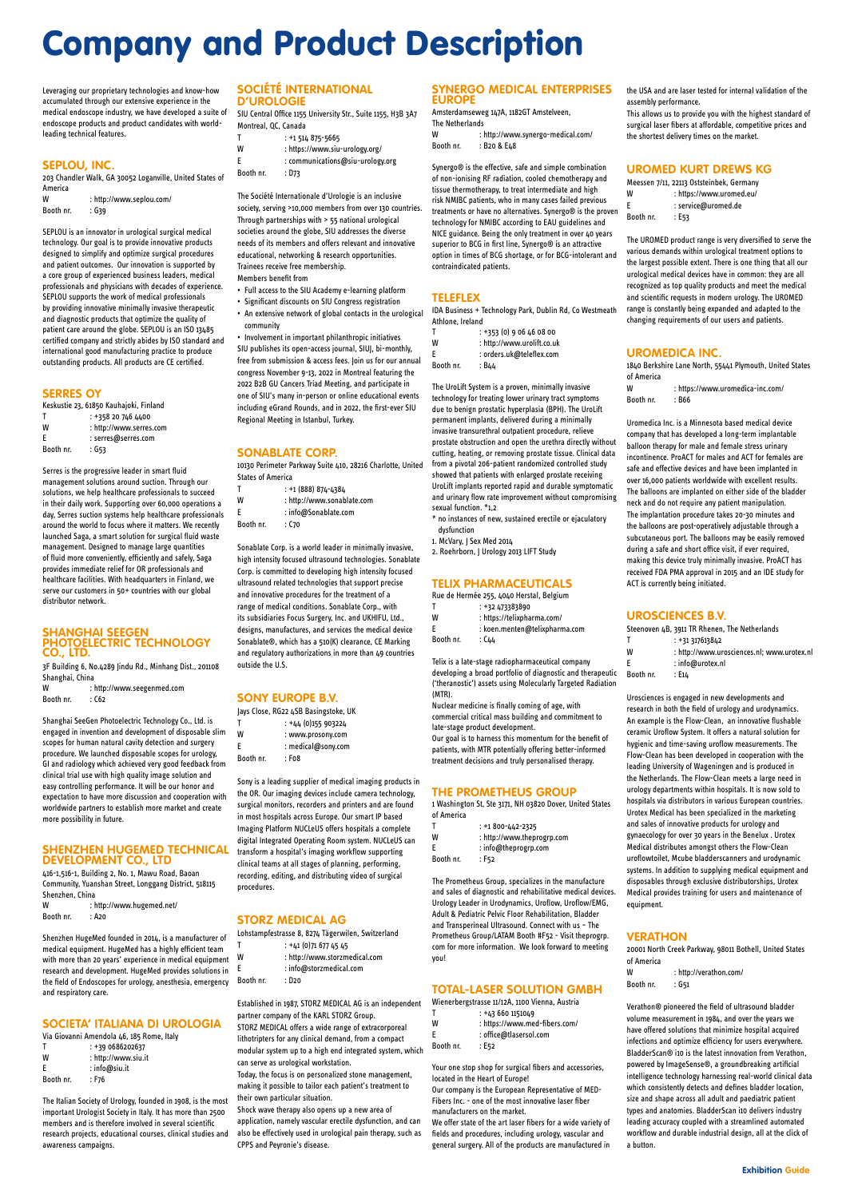# Company and Product Description

Leveraging our proprietary technologies and know-how accumulated through our extensive experience in the medical endoscope industry, we have developed a suite of endoscope products and product candidates with world-leading technical features.

## SEPLOU, INC.

203 Chandler Walk, GA 30052 Loganville, United States of America

W : http://www.seplou.com/
Booth nr. : G39

SEPLOU is an innovator in urological surgical medical technology. Our goal is to provide innovative products designed to simplify and optimize surgical procedures and patient outcomes. Our innovation is supported by a core group of experienced business leaders, medical professionals and physicians with decades of experience. SEPLOU supports the work of medical professionals by providing innovative minimally invasive therapeutic and diagnostic products that optimize the quality of patient care around the globe. SEPLOU is an ISO 13485 certified company and strictly abides by ISO standard and international good manufacturing practice to produce outstanding products. All products are CE certified.

## SERRES OY

Keskustie 23, 61850 Kauhajoki, Finland

T : +358 20 746 4400
W : http://www.serres.com
E : serres@serres.com
Booth nr. : G53

Serres is the progressive leader in smart fluid management solutions around suction. Through our solutions, we help healthcare professionals to succeed in their daily work. Supporting over 60,000 operations a day, Serres suction systems help healthcare professionals around the world to focus where it matters. We recently launched Saga, a smart solution for surgical fluid waste management. Designed to manage large quantities of fluid more conveniently, efficiently and safely, Saga provides immediate relief for OR professionals and healthcare facilities. With headquarters in Finland, we serve our customers in 50+ countries with our global distributor network.

## SHANGHAI SEEGEN PHOTOELECTRIC TECHNOLOGY CO., LTD.

3F Building 6, No.4289 Jindu Rd., Minhang Dist., 201108 Shanghai, China

W : http://www.seegenmed.com
Booth nr. : C62

Shanghai SeeGen Photoelectric Technology Co., Ltd. is engaged in invention and development of disposable slim scopes for human natural cavity detection and surgery procedure. We launched disposable scopes for urology, GI and radiology which achieved very good feedback from clinical trial use with high quality image solution and easy controlling performance. It will be our honor and expectation to have more discussion and cooperation with worldwide partners to establish more market and create more possibility in future.

## SHENZHEN HUGEMED TECHNICAL DEVELOPMENT CO., LTD

416-1,516-1, Building 2, No. 1, Mawu Road, Baoan Community, Yuanshan Street, Longgang District, 518115 Shenzhen, China

W : http://www.hugemed.net/
Booth nr. : A20

Shenzhen HugeMed founded in 2014, is a manufacturer of medical equipment. HugeMed has a highly efficient team with more than 20 years' experience in medical equipment research and development. HugeMed provides solutions in the field of Endoscopes for urology, anesthesia, emergency and respiratory care.

## SOCIETA' ITALIANA DI UROLOGIA

Via Giovanni Amendola 46, 185 Rome, Italy

T : +39 0686202637
W : http://www.siu.it
E : info@siu.it
Booth nr. : F76

The Italian Society of Urology, founded in 1908, is the most important Urologist Society in Italy. It has more than 2500 members and is therefore involved in several scientific research projects, educational courses, clinical studies and awareness campaigns.

## SOCIÉTÉ INTERNATIONAL D'UROLOGIE

SIU Central Office 1155 University Str., Suite 1155, H3B 3A7 Montreal, QC, Canada

T : +1 514 875-5665
W : https://www.siu-urology.org/
E : communications@siu-urology.org
Booth nr. : D73

The Société Internationale d'Urologie is an inclusive society, serving >10,000 members from over 130 countries. Through partnerships with > 55 national urological societies around the globe, SIU addresses the diverse needs of its members and offers relevant and innovative educational, networking & research opportunities. Trainees receive free membership.

Members benefit from

- Full access to the SIU Academy e-learning platform
- Significant discounts on SIU Congress registration
- An extensive network of global contacts in the urological community
- Involvement in important philanthropic initiatives

SIU publishes its open-access journal, SIUJ, bi-monthly, free from submission & access fees. Join us for our annual congress November 9-13, 2022 in Montreal featuring the 2022 B2B GU Cancers Triad Meeting, and participate in one of SIU's many in-person or online educational events including eGrand Rounds, and in 2022, the first-ever SIU Regional Meeting in Istanbul, Turkey.

## SONABLATE CORP.

10130 Perimeter Parkway Suite 410, 28216 Charlotte, United States of America

T : +1 (888) 874-4384
W : http://www.sonablate.com
E : info@Sonablate.com
Booth nr. : C70

Sonablate Corp. is a world leader in minimally invasive, high intensity focused ultrasound technologies. Sonablate Corp. is committed to developing high intensity focused ultrasound related technologies that support precise and innovative procedures for the treatment of a range of medical conditions. Sonablate Corp., with its subsidiaries Focus Surgery, Inc. and UKHIFU, Ltd., designs, manufactures, and services the medical device Sonablate®, which has a 510(K) clearance, CE Marking and regulatory authorizations in more than 49 countries outside the U.S.

## SONY EUROPE B.V.

Jays Close, RG22 4SB Basingstoke, UK

T : +44 (0)155 903224
W : www.prosony.com
E : medical@sony.com
Booth nr. : F08

Sony is a leading supplier of medical imaging products in the OR. Our imaging devices include camera technology, surgical monitors, recorders and printers and are found in most hospitals across Europe. Our smart IP based Imaging Platform NUCLeUS offers hospitals a complete digital Integrated Operating Room system. NUCLeUS can transform a hospital's imaging workflow supporting clinical teams at all stages of planning, performing, recording, editing, and distributing video of surgical procedures.

## STORZ MEDICAL AG

Lohstampfestrasse 8, 8274 Tägerwilen, Switzerland

T : +41 (0)71 677 45 45
W : http://www.storzmedical.com
E : info@storzmedical.com
Booth nr. : D20

Established in 1987, STORZ MEDICAL AG is an independent partner company of the KARL STORZ Group.

STORZ MEDICAL offers a wide range of extracorporeal lithotripters for any clinical demand, from a compact modular system up to a high end integrated system, which can serve as urological workstation.

Today, the focus is on personalized stone management, making it possible to tailor each patient's treatment to their own particular situation.

Shock wave therapy also opens up a new area of application, namely vascular erectile dysfunction, and can also be effectively used in urological pain therapy, such as CPPS and Peyronie's disease.

## SYNERGO MEDICAL ENTERPRISES EUROPE

Amsterdamseweg 147A, 1182GT Amstelveen, The Netherlands

W : http://www.synergo-medical.com/
Booth nr. : B20 & E48

Synergo® is the effective, safe and simple combination of non-ionising RF radiation, cooled chemotherapy and tissue thermotherapy, to treat intermediate and high risk NMIBC patients, who in many cases failed previous treatments or have no alternatives. Synergo® is the proven technology for NMIBC according to EAU guidelines and NICE guidance. Being the only treatment in over 40 years superior to BCG in first line, Synergo® is an attractive option in times of BCG shortage, or for BCG-intolerant and contraindicated patients.

## TELEFLEX

IDA Business + Technology Park, Dublin Rd, Co Westmeath Athlone, Ireland

T : +353 (0) 9 06 46 08 00
W : http://www.urolift.co.uk
E : orders.uk@teleflex.com
Booth nr. : B44

The UroLift System is a proven, minimally invasive technology for treating lower urinary tract symptoms due to benign prostatic hyperplasia (BPH). The UroLift permanent implants, delivered during a minimally invasive transurethral outpatient procedure, relieve prostate obstruction and open the urethra directly without cutting, heating, or removing prostate tissue. Clinical data from a pivotal 206-patient randomized controlled study showed that patients with enlarged prostate receiving UroLift implants reported rapid and durable symptomatic and urinary flow rate improvement without compromising sexual function. *1,2

* no instances of new, sustained erectile or ejaculatory dysfunction

1. McVary, J Sex Med 2014
2. Roehrborn, J Urology 2013 LIFT Study

## TELIX PHARMACEUTICALS

Rue de Hermée 255, 4040 Herstal, Belgium

T : +32 473383890
W : https://telixpharma.com/
E : koen.menten@telixpharma.com
Booth nr. : C44

Telix is a late-stage radiopharmaceutical company developing a broad portfolio of diagnostic and therapeutic ('theranostic') assets using Molecularly Targeted Radiation (MTR).

Nuclear medicine is finally coming of age, with commercial critical mass building and commitment to late-stage product development.

Our goal is to harness this momentum for the benefit of patients, with MTR potentially offering better-informed treatment decisions and truly personalised therapy.

## THE PROMETHEUS GROUP

1 Washington St, Ste 3171, NH 03820 Dover, United States of America

T : +1 800-442-2325
W : http://www.theprogrp.com
E : info@theprogrp.com
Booth nr. : F52

The Prometheus Group, specializes in the manufacture and sales of diagnostic and rehabilitative medical devices. Urology Leader in Urodynamics, Uroflow, Uroflow/EMG, Adult & Pediatric Pelvic Floor Rehabilitation, Bladder and Transperineal Ultrasound. Connect with us – The Prometheus Group/LATAM Booth #F52 - Visit theprogrp.com for more information. We look forward to meeting you!

## TOTAL-LASER SOLUTION GMBH

Wienerbergstrasse 11/12A, 1100 Vienna, Austria

T : +43 660 1151049
W : https://www.med-fibers.com/
E : office@tlasersol.com
Booth nr. : E52

Your one stop shop for surgical fibers and accessories, located in the Heart of Europe!

Our company is the European Representative of MED-Fibers Inc. - one of the most innovative laser fiber manufacturers on the market.

We offer state of the art laser fibers for a wide variety of fields and procedures, including urology, vascular and general surgery. All of the products are manufactured in the USA and are laser tested for internal validation of the assembly performance.

This allows us to provide you with the highest standard of surgical laser fibers at affordable, competitive prices and the shortest delivery times on the market.

## UROMED KURT DREWS KG

Meessen 7/11, 22113 Oststeinbek, Germany

W : https://www.uromed.eu/
E : service@uromed.de
Booth nr. : E53

The UROMED product range is very diversified to serve the various demands within urological treatment options to the largest possible extent. There is one thing that all our urological medical devices have in common: they are all recognized as top quality products and meet the medical and scientific requests in modern urology. The UROMED range is constantly being expanded and adapted to the changing requirements of our users and patients.

## UROMEDICA INC.

1840 Berkshire Lane North, 55441 Plymouth, United States of America

W : https://www.uromedica-inc.com/
Booth nr. : B66

Uromedica Inc. is a Minnesota based medical device company that has developed a long-term implantable balloon therapy for male and female stress urinary incontinence. ProACT for males and ACT for females are safe and effective devices and have been implanted in over 16,000 patients worldwide with excellent results. The balloons are implanted on either side of the bladder neck and do not require any patient manipulation. The implantation procedure takes 20-30 minutes and the balloons are post-operatively adjustable through a subcutaneous port. The balloons may be easily removed during a safe and short office visit, if ever required, making this device truly minimally invasive. ProACT has received FDA PMA approval in 2015 and an IDE study for ACT is currently being initiated.

## UROSCIENCES B.V.

Steenoven 4B, 3911 TR Rhenen, The Netherlands

T : +31 317613842
W : http://www.urosciences.nl; www.urotex.nl
E : info@urotex.nl
Booth nr. : E14

Urosciences is engaged in new developments and research in both the field of urology and urodynamics. An example is the Flow-Clean, an innovative flushable ceramic Uroflow System. It offers a natural solution for hygienic and time-saving uroflow measurements. The Flow-Clean has been developed in cooperation with the leading University of Wageningen and is produced in the Netherlands. The Flow-Clean meets a large need in urology departments within hospitals. It is now sold to hospitals via distributors in various European countries. Urotex Medical has been specialized in the marketing and sales of innovative products for urology and gynaecology for over 30 years in the Benelux . Urotex Medical distributes amongst others the Flow-Clean uroflowtoilet, Mcube bladderscanners and urodynamic systems. In addition to supplying medical equipment and disposables through exclusive distributorships, Urotex Medical provides training for users and maintenance of equipment.

## VERATHON

20001 North Creek Parkway, 98011 Bothell, United States of America

W : http://verathon.com/
Booth nr. : G51

Verathon® pioneered the field of ultrasound bladder volume measurement in 1984, and over the years we have offered solutions that minimize hospital acquired infections and optimize efficiency for users everywhere. BladderScan® i10 is the latest innovation from Verathon, powered by ImageSense®, a groundbreaking artificial intelligence technology harnessing real-world clinical data which consistently detects and defines bladder location, size and shape across all adult and paediatric patient types and anatomies. BladderScan i10 delivers industry leading accuracy coupled with a streamlined automated workflow and durable industrial design, all at the click of a button.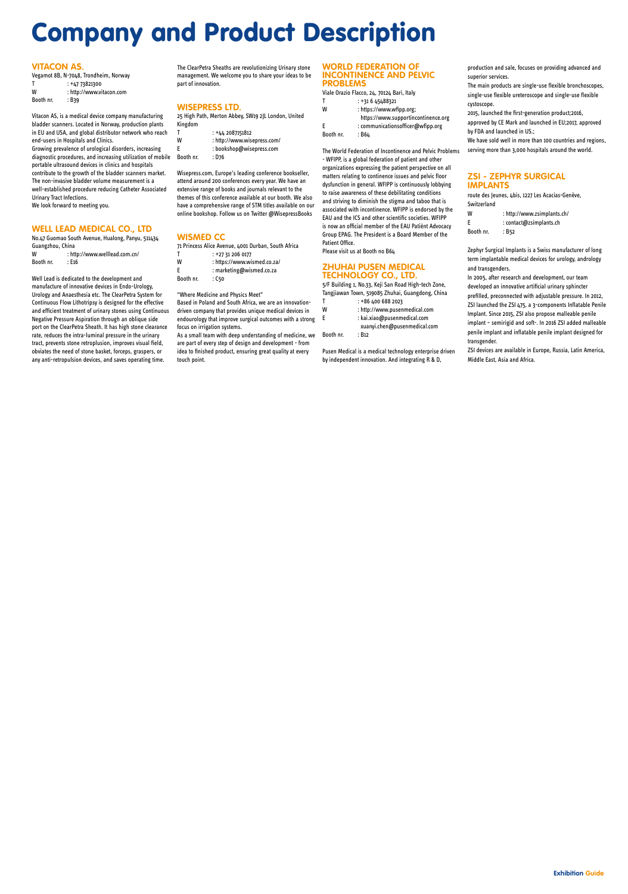# Company and Product Description

## VITACON AS.

Vegamot 8B, N-7048, Trondheim, Norway

T : +47 73821300
W : http://www.vitacon.com
Booth nr. : B39

Vitacon AS, is a medical device company manufacturing bladder scanners. Located in Norway, production plants in EU and USA, and global distributor network who reach end-users in Hospitals and Clinics.
Growing prevalence of urological disorders, increasing diagnostic procedures, and increasing utilization of mobile portable ultrasound devices in clinics and hospitals contribute to the growth of the bladder scanners market. The non-invasive bladder volume measurement is a well-established procedure reducing Catheter Associated Urinary Tract Infections.
We look forward to meeting you.

## WELL LEAD MEDICAL CO., LTD

No.47 Guomao South Avenue, Hualong, Panyu, 511434 Guangzhou, China

W : http://www.welllead.com.cn/
Booth nr. : E16

Well Lead is dedicated to the development and manufacture of innovative devices in Endo-Urology, Urology and Anaesthesia etc. The ClearPetra System for Continuous Flow Lithotripsy is designed for the effective and efficient treatment of urinary stones using Continuous Negative Pressure Aspiration through an oblique side port on the ClearPetra Sheath. It has high stone clearance rate, reduces the intra-luminal pressure in the urinary tract, prevents stone retroplusion, improves visual field, obviates the need of stone basket, forceps, graspers, or any anti-retropulsion devices, and saves operating time.

The ClearPetra Sheaths are revolutionizing Urinary stone management. We welcome you to share your ideas to be part of innovation.

## WISEPRESS LTD.

25 High Path, Merton Abbey, SW19 2JL London, United Kingdom

T : +44 2087151812
W : http://www.wisepress.com/
E : bookshop@wisepress.com
Booth nr. : D76

Wisepress.com, Europe's leading conference bookseller, attend around 200 conferences every year. We have an extensive range of books and journals relevant to the themes of this conference available at our booth. We also have a comprehensive range of STM titles available on our online bookshop. Follow us on Twitter @WisepressBooks

## WISMED CC

71 Princess Alice Avenue, 4001 Durban, South Africa

T : +27 31 206 0177
W : https://www.wismed.co.za/
E : marketing@wismed.co.za
Booth nr. : C50

"Where Medicine and Physics Meet"
Based in Poland and South Africa, we are an innovation-driven company that provides unique medical devices in endourology that improve surgical outcomes with a strong focus on irrigation systems.
As a small team with deep understanding of medicine, we are part of every step of design and development - from idea to finished product, ensuring great quality at every touch point.

## WORLD FEDERATION OF INCONTINENCE AND PELVIC PROBLEMS

Viale Orazio Flacco, 24, 70124 Bari, Italy

T : +31 6 45488321
W : https://www.wfipp.org; https://www.supportincontinence.org
E : communicationsofficer@wfipp.org
Booth nr. : B64

The World Federation of Incontinence and Pelvic Problems - WFIPP, is a global federation of patient and other organizations expressing the patient perspective on all matters relating to continence issues and pelvic floor dysfunction in general. WFIPP is continuously lobbying to raise awareness of these debilitating conditions and striving to diminish the stigma and taboo that is associated with incontinence. WFIPP is endorsed by the EAU and the ICS and other scientific societies. WFIPP is now an official member of the EAU Patiënt Advocacy Group EPAG. The President is a Board Member of the Patient Office.
Please visit us at Booth no B64

## ZHUHAI PUSEN MEDICAL TECHNOLOGY CO., LTD.

5/F Building 1, No.33, Keji San Road High-tech Zone, Tangjiawan Town, 519085 Zhuhai, Guangdong, China

T : +86 400 688 2023
W : http://www.pusenmedical.com
E : kai.xiao@pusenmedical.com xuanyi.chen@pusenmedical.com
Booth nr. : B12

Pusen Medical is a medical technology enterprise driven by independent innovation. And integrating R & D, production and sale, focuses on providing advanced and superior services.
The main products are single-use flexible bronchoscopes, single-use flexible ureteroscope and single-use flexible cystoscope.
2015, launched the first-generation product;2016, approved by CE Mark and launched in EU;2017, approved by FDA and launched in US.;
We have sold well in more than 100 countries and regions, serving more than 3,000 hospitals around the world.

## ZSI - ZEPHYR SURGICAL IMPLANTS

route des Jeunes, 4bis, 1227 Les Acacias-Genève, Switzerland

W : http://www.zsimplants.ch/
E : contact@zsimplants.ch
Booth nr. : B52

Zephyr Surgical Implants is a Swiss manufacturer of long term implantable medical devices for urology, andrology and transgenders.
In 2005, after research and development, our team developed an innovative artificial urinary sphincter prefilled, preconnected with adjustable pressure. In 2012, ZSI launched the ZSI 475, a 3-components Inflatable Penile Implant. Since 2015, ZSI also propose malleable penile implant – semirigid and soft-. In 2016 ZSI added malleable penile implant and inflatable penile implant designed for transgender.
ZSI devices are available in Europe, Russia, Latin America, Middle East, Asia and Africa.